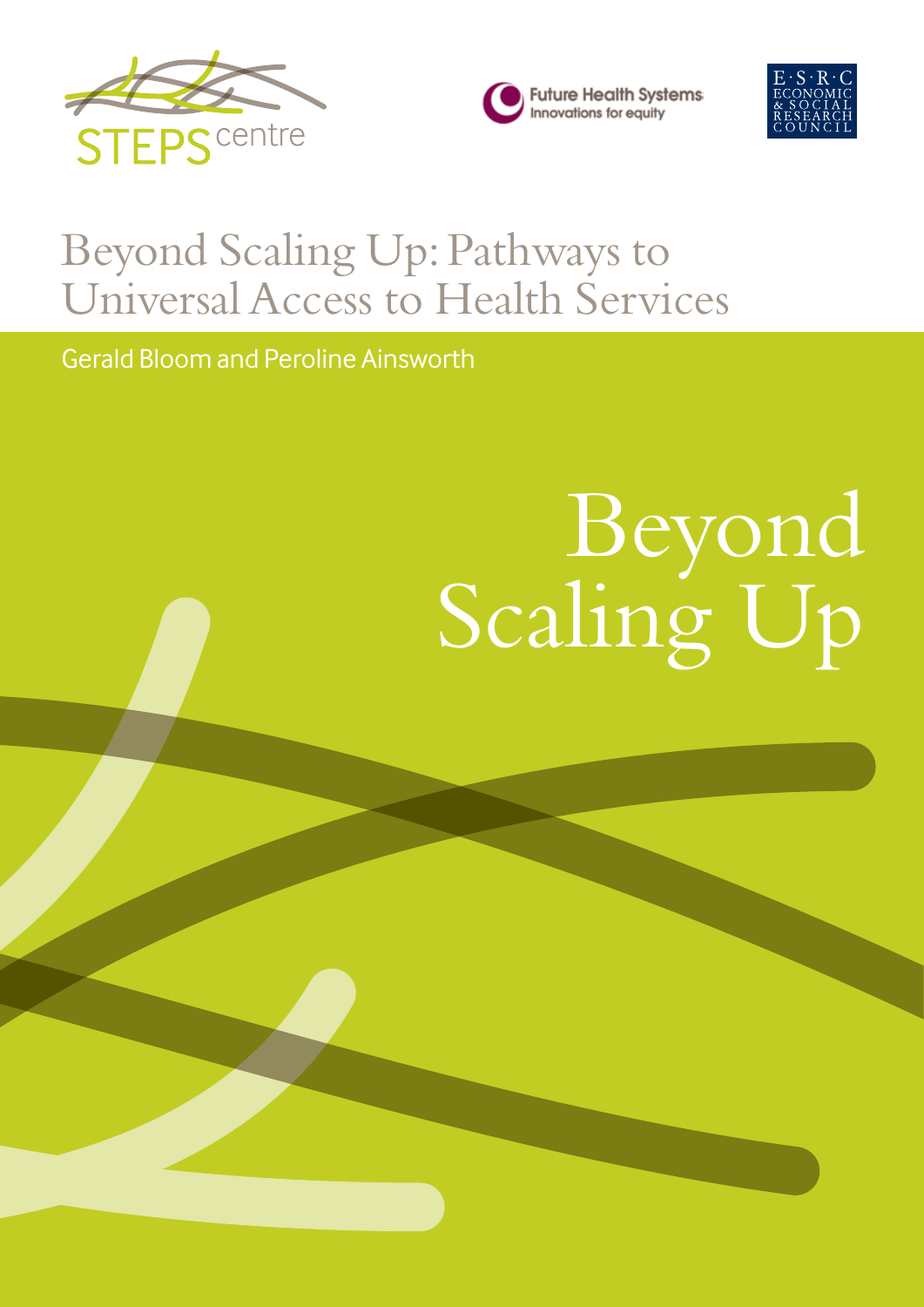STEPS centre

Future Health Systems
Innovations for equity

E·S·R·C
ECONOMIC
& SOCIAL
RESEARCH
COUNCIL

# Beyond Scaling Up: Pathways to Universal Access to Health Services

Gerald Bloom and Peroline Ainsworth

Beyond Scaling Up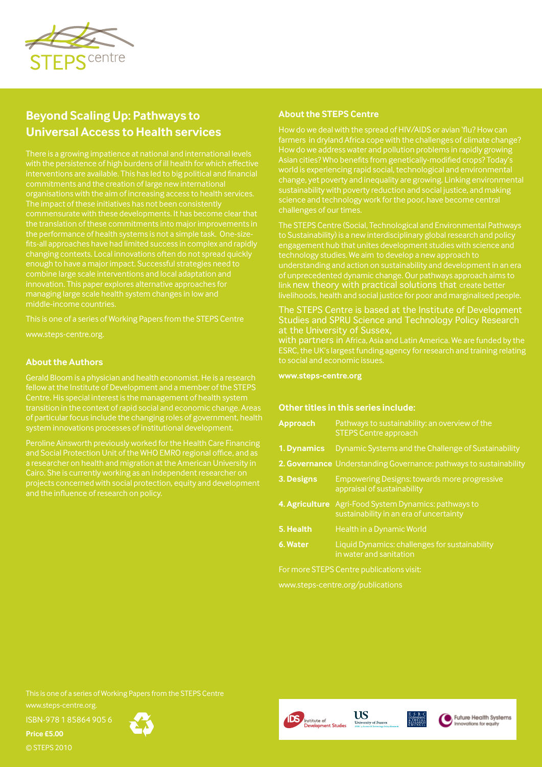STEPS centre

## Beyond Scaling Up: Pathways to Universal Access to Health services

There is a growing impatience at national and international levels with the persistence of high burdens of ill health for which effective interventions are available. This has led to big political and financial commitments and the creation of large new international organisations with the aim of increasing access to health services. The impact of these initiatives has not been consistently commensurate with these developments. It has become clear that the translation of these commitments into major improvements in the performance of health systems is not a simple task. One-size-fits-all approaches have had limited success in complex and rapidly changing contexts. Local innovations often do not spread quickly enough to have a major impact. Successful strategies need to combine large scale interventions and local adaptation and innovation. This paper explores alternative approaches for managing large scale health system changes in low and middle-income countries.

This is one of a series of Working Papers from the STEPS Centre

www.steps-centre.org.

### About the Authors

Gerald Bloom is a physician and health economist. He is a research fellow at the Institute of Development and a member of the STEPS Centre. His special interest is the management of health system transition in the context of rapid social and economic change. Areas of particular focus include the changing roles of government, health system innovations processes of institutional development.

Peroline Ainsworth previously worked for the Health Care Financing and Social Protection Unit of the WHO EMRO regional office, and as a researcher on health and migration at the American University in Cairo. She is currently working as an independent researcher on projects concerned with social protection, equity and development and the influence of research on policy.

### About the STEPS Centre

How do we deal with the spread of HIV/AIDS or avian 'flu? How can farmers in dryland Africa cope with the challenges of climate change? How do we address water and pollution problems in rapidly growing Asian cities? Who benefits from genetically-modified crops? Today's world is experiencing rapid social, technological and environmental change, yet poverty and inequality are growing. Linking environmental sustainability with poverty reduction and social justice, and making science and technology work for the poor, have become central challenges of our times.

The STEPS Centre (Social, Technological and Environmental Pathways to Sustainability) is a new interdisciplinary global research and policy engagement hub that unites development studies with science and technology studies. We aim to develop a new approach to understanding and action on sustainability and development in an era of unprecedented dynamic change. Our pathways approach aims to link new theory with practical solutions that create better livelihoods, health and social justice for poor and marginalised people.

The STEPS Centre is based at the Institute of Development Studies and SPRU Science and Technology Policy Research at the University of Sussex, with partners in Africa, Asia and Latin America. We are funded by the ESRC, the UK's largest funding agency for research and training relating to social and economic issues.

**www.steps-centre.org**

### Other titles in this series include:

| | |
|---|---|
| **Approach** | Pathways to sustainability: an overview of the STEPS Centre approach |
| **1. Dynamics** | Dynamic Systems and the Challenge of Sustainability |
| **2. Governance** | Understanding Governance: pathways to sustainability |
| **3. Designs** | Empowering Designs: towards more progressive appraisal of sustainability |
| **4. Agriculture** | Agri-Food System Dynamics: pathways to sustainability in an era of uncertainty |
| **5. Health** | Health in a Dynamic World |
| **6. Water** | Liquid Dynamics: challenges for sustainability in water and sanitation |

For more STEPS Centre publications visit:

www.steps-centre.org/publications

This is one of a series of Working Papers from the STEPS Centre www.steps-centre.org.

ISBN-978 1 85864 905 6

**Price £5.00**

© STEPS 2010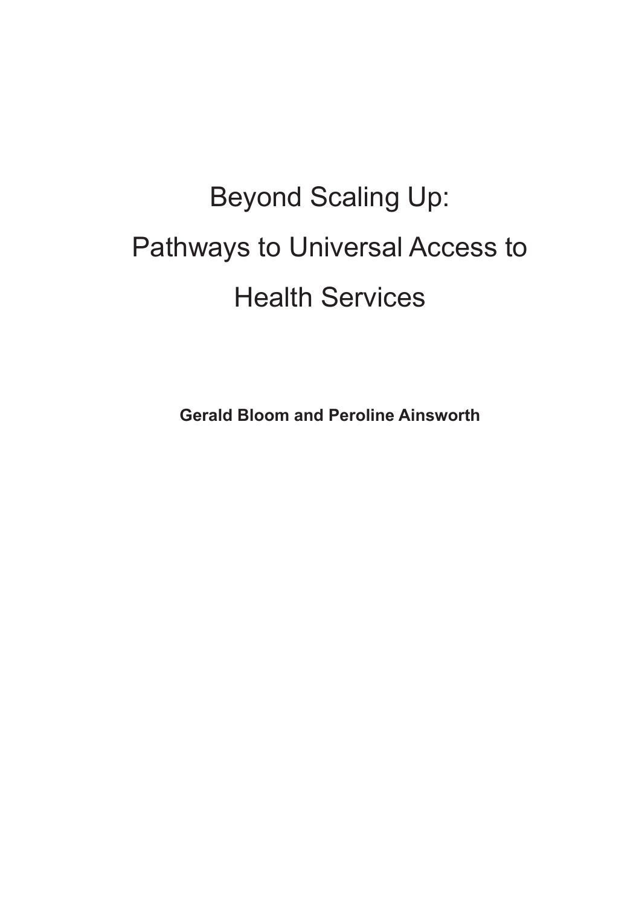# Beyond Scaling Up: Pathways to Universal Access to Health Services

**Gerald Bloom and Peroline Ainsworth**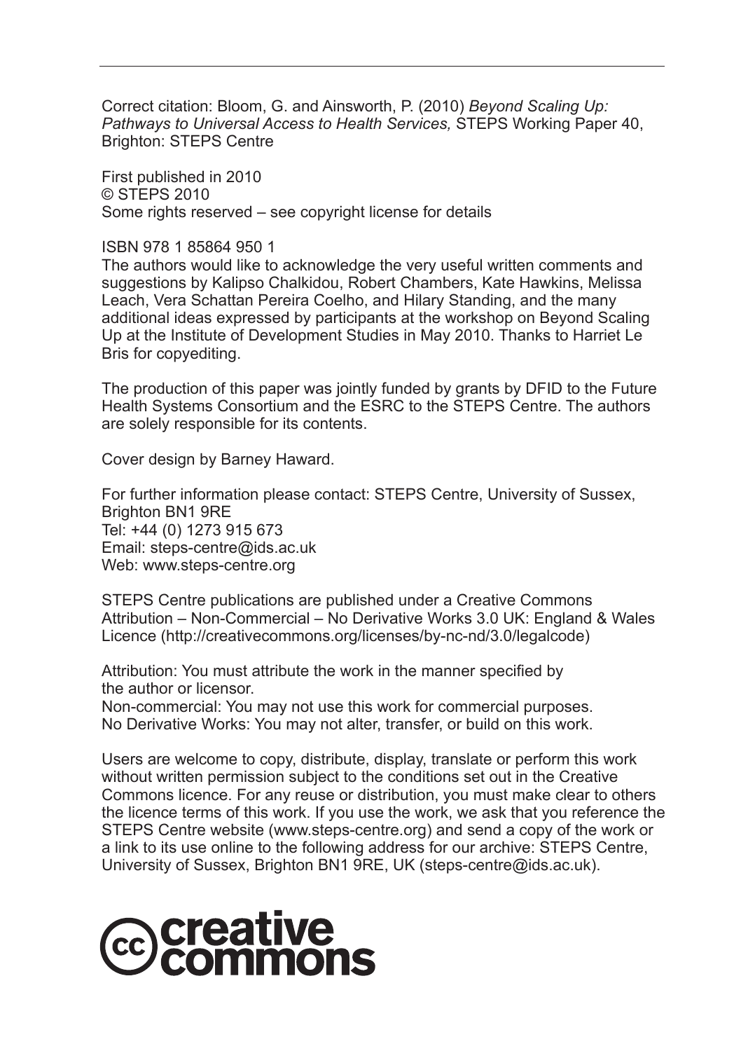Correct citation: Bloom, G. and Ainsworth, P. (2010) *Beyond Scaling Up: Pathways to Universal Access to Health Services,* STEPS Working Paper 40, Brighton: STEPS Centre

First published in 2010
© STEPS 2010
Some rights reserved – see copyright license for details

ISBN 978 1 85864 950 1
The authors would like to acknowledge the very useful written comments and suggestions by Kalipso Chalkidou, Robert Chambers, Kate Hawkins, Melissa Leach, Vera Schattan Pereira Coelho, and Hilary Standing, and the many additional ideas expressed by participants at the workshop on Beyond Scaling Up at the Institute of Development Studies in May 2010. Thanks to Harriet Le Bris for copyediting.

The production of this paper was jointly funded by grants by DFID to the Future Health Systems Consortium and the ESRC to the STEPS Centre. The authors are solely responsible for its contents.

Cover design by Barney Haward.

For further information please contact: STEPS Centre, University of Sussex, Brighton BN1 9RE
Tel: +44 (0) 1273 915 673
Email: steps-centre@ids.ac.uk
Web: www.steps-centre.org

STEPS Centre publications are published under a Creative Commons Attribution – Non-Commercial – No Derivative Works 3.0 UK: England & Wales Licence (http://creativecommons.org/licenses/by-nc-nd/3.0/legalcode)

Attribution: You must attribute the work in the manner specified by the author or licensor.
Non-commercial: You may not use this work for commercial purposes.
No Derivative Works: You may not alter, transfer, or build on this work.

Users are welcome to copy, distribute, display, translate or perform this work without written permission subject to the conditions set out in the Creative Commons licence. For any reuse or distribution, you must make clear to others the licence terms of this work. If you use the work, we ask that you reference the STEPS Centre website (www.steps-centre.org) and send a copy of the work or a link to its use online to the following address for our archive: STEPS Centre, University of Sussex, Brighton BN1 9RE, UK (steps-centre@ids.ac.uk).

creative commons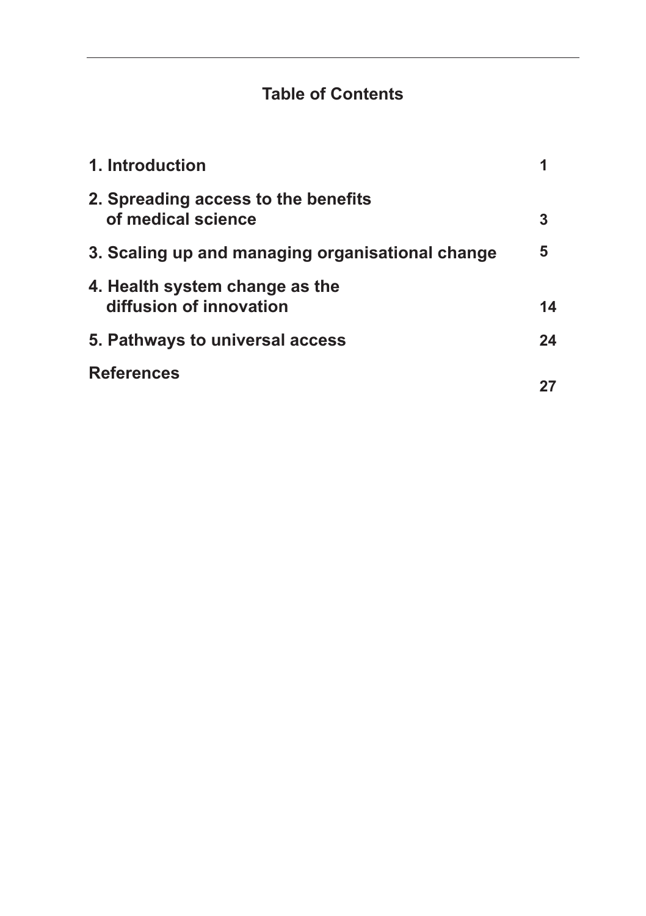## Table of Contents

| | |
|---|---|
| 1. Introduction | 1 |
| 2. Spreading access to the benefits of medical science | 3 |
| 3. Scaling up and managing organisational change | 5 |
| 4. Health system change as the diffusion of innovation | 14 |
| 5. Pathways to universal access | 24 |
| References | 27 |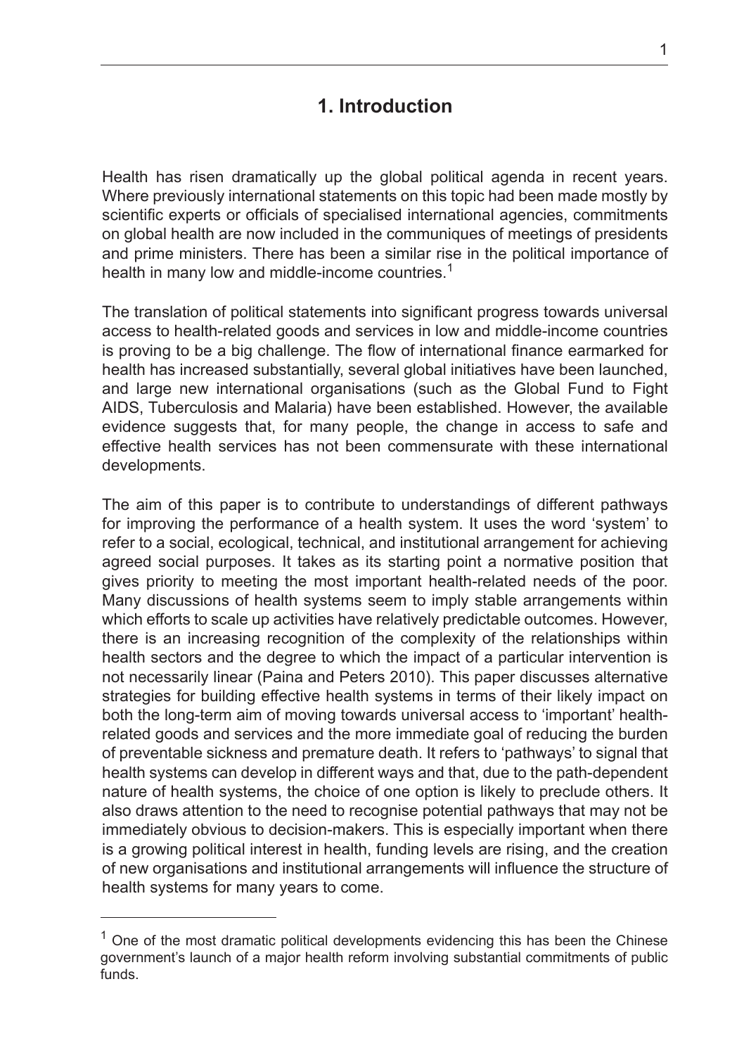# 1. Introduction

Health has risen dramatically up the global political agenda in recent years. Where previously international statements on this topic had been made mostly by scientific experts or officials of specialised international agencies, commitments on global health are now included in the communiques of meetings of presidents and prime ministers. There has been a similar rise in the political importance of health in many low and middle-income countries.[1]

The translation of political statements into significant progress towards universal access to health-related goods and services in low and middle-income countries is proving to be a big challenge. The flow of international finance earmarked for health has increased substantially, several global initiatives have been launched, and large new international organisations (such as the Global Fund to Fight AIDS, Tuberculosis and Malaria) have been established. However, the available evidence suggests that, for many people, the change in access to safe and effective health services has not been commensurate with these international developments.

The aim of this paper is to contribute to understandings of different pathways for improving the performance of a health system. It uses the word 'system' to refer to a social, ecological, technical, and institutional arrangement for achieving agreed social purposes. It takes as its starting point a normative position that gives priority to meeting the most important health-related needs of the poor. Many discussions of health systems seem to imply stable arrangements within which efforts to scale up activities have relatively predictable outcomes. However, there is an increasing recognition of the complexity of the relationships within health sectors and the degree to which the impact of a particular intervention is not necessarily linear (Paina and Peters 2010). This paper discusses alternative strategies for building effective health systems in terms of their likely impact on both the long-term aim of moving towards universal access to 'important' health-related goods and services and the more immediate goal of reducing the burden of preventable sickness and premature death. It refers to 'pathways' to signal that health systems can develop in different ways and that, due to the path-dependent nature of health systems, the choice of one option is likely to preclude others. It also draws attention to the need to recognise potential pathways that may not be immediately obvious to decision-makers. This is especially important when there is a growing political interest in health, funding levels are rising, and the creation of new organisations and institutional arrangements will influence the structure of health systems for many years to come.

---

[1] One of the most dramatic political developments evidencing this has been the Chinese government's launch of a major health reform involving substantial commitments of public funds.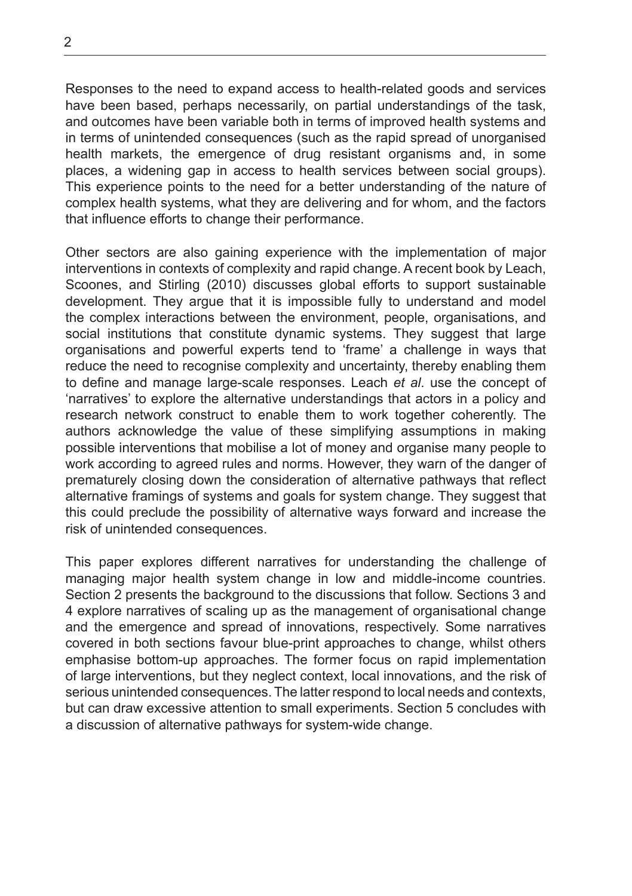Responses to the need to expand access to health-related goods and services have been based, perhaps necessarily, on partial understandings of the task, and outcomes have been variable both in terms of improved health systems and in terms of unintended consequences (such as the rapid spread of unorganised health markets, the emergence of drug resistant organisms and, in some places, a widening gap in access to health services between social groups). This experience points to the need for a better understanding of the nature of complex health systems, what they are delivering and for whom, and the factors that influence efforts to change their performance.

Other sectors are also gaining experience with the implementation of major interventions in contexts of complexity and rapid change. A recent book by Leach, Scoones, and Stirling (2010) discusses global efforts to support sustainable development. They argue that it is impossible fully to understand and model the complex interactions between the environment, people, organisations, and social institutions that constitute dynamic systems. They suggest that large organisations and powerful experts tend to 'frame' a challenge in ways that reduce the need to recognise complexity and uncertainty, thereby enabling them to define and manage large-scale responses. Leach *et al*. use the concept of 'narratives' to explore the alternative understandings that actors in a policy and research network construct to enable them to work together coherently. The authors acknowledge the value of these simplifying assumptions in making possible interventions that mobilise a lot of money and organise many people to work according to agreed rules and norms. However, they warn of the danger of prematurely closing down the consideration of alternative pathways that reflect alternative framings of systems and goals for system change. They suggest that this could preclude the possibility of alternative ways forward and increase the risk of unintended consequences.

This paper explores different narratives for understanding the challenge of managing major health system change in low and middle-income countries. Section 2 presents the background to the discussions that follow. Sections 3 and 4 explore narratives of scaling up as the management of organisational change and the emergence and spread of innovations, respectively. Some narratives covered in both sections favour blue-print approaches to change, whilst others emphasise bottom-up approaches. The former focus on rapid implementation of large interventions, but they neglect context, local innovations, and the risk of serious unintended consequences. The latter respond to local needs and contexts, but can draw excessive attention to small experiments. Section 5 concludes with a discussion of alternative pathways for system-wide change.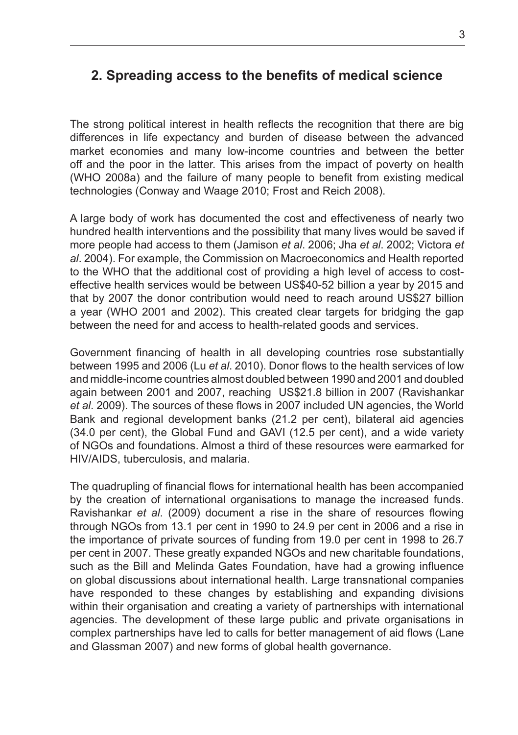## 2. Spreading access to the benefits of medical science

The strong political interest in health reflects the recognition that there are big differences in life expectancy and burden of disease between the advanced market economies and many low-income countries and between the better off and the poor in the latter. This arises from the impact of poverty on health (WHO 2008a) and the failure of many people to benefit from existing medical technologies (Conway and Waage 2010; Frost and Reich 2008).

A large body of work has documented the cost and effectiveness of nearly two hundred health interventions and the possibility that many lives would be saved if more people had access to them (Jamison *et al*. 2006; Jha *et al*. 2002; Victora *et al*. 2004). For example, the Commission on Macroeconomics and Health reported to the WHO that the additional cost of providing a high level of access to cost-effective health services would be between US$40-52 billion a year by 2015 and that by 2007 the donor contribution would need to reach around US$27 billion a year (WHO 2001 and 2002). This created clear targets for bridging the gap between the need for and access to health-related goods and services.

Government financing of health in all developing countries rose substantially between 1995 and 2006 (Lu *et al*. 2010). Donor flows to the health services of low and middle-income countries almost doubled between 1990 and 2001 and doubled again between 2001 and 2007, reaching US$21.8 billion in 2007 (Ravishankar *et al*. 2009). The sources of these flows in 2007 included UN agencies, the World Bank and regional development banks (21.2 per cent), bilateral aid agencies (34.0 per cent), the Global Fund and GAVI (12.5 per cent), and a wide variety of NGOs and foundations. Almost a third of these resources were earmarked for HIV/AIDS, tuberculosis, and malaria.

The quadrupling of financial flows for international health has been accompanied by the creation of international organisations to manage the increased funds. Ravishankar *et al*. (2009) document a rise in the share of resources flowing through NGOs from 13.1 per cent in 1990 to 24.9 per cent in 2006 and a rise in the importance of private sources of funding from 19.0 per cent in 1998 to 26.7 per cent in 2007. These greatly expanded NGOs and new charitable foundations, such as the Bill and Melinda Gates Foundation, have had a growing influence on global discussions about international health. Large transnational companies have responded to these changes by establishing and expanding divisions within their organisation and creating a variety of partnerships with international agencies. The development of these large public and private organisations in complex partnerships have led to calls for better management of aid flows (Lane and Glassman 2007) and new forms of global health governance.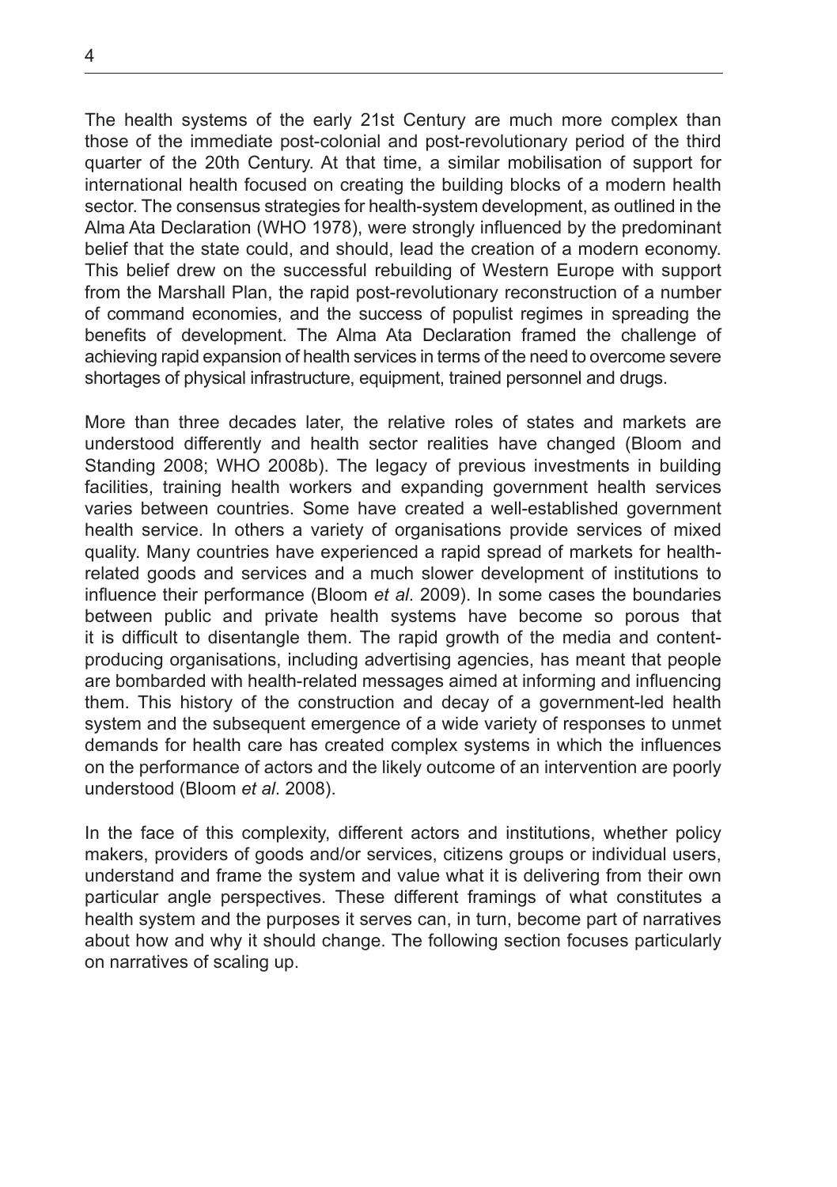The health systems of the early 21st Century are much more complex than those of the immediate post-colonial and post-revolutionary period of the third quarter of the 20th Century. At that time, a similar mobilisation of support for international health focused on creating the building blocks of a modern health sector. The consensus strategies for health-system development, as outlined in the Alma Ata Declaration (WHO 1978), were strongly influenced by the predominant belief that the state could, and should, lead the creation of a modern economy. This belief drew on the successful rebuilding of Western Europe with support from the Marshall Plan, the rapid post-revolutionary reconstruction of a number of command economies, and the success of populist regimes in spreading the benefits of development. The Alma Ata Declaration framed the challenge of achieving rapid expansion of health services in terms of the need to overcome severe shortages of physical infrastructure, equipment, trained personnel and drugs.

More than three decades later, the relative roles of states and markets are understood differently and health sector realities have changed (Bloom and Standing 2008; WHO 2008b). The legacy of previous investments in building facilities, training health workers and expanding government health services varies between countries. Some have created a well-established government health service. In others a variety of organisations provide services of mixed quality. Many countries have experienced a rapid spread of markets for health-related goods and services and a much slower development of institutions to influence their performance (Bloom *et al*. 2009). In some cases the boundaries between public and private health systems have become so porous that it is difficult to disentangle them. The rapid growth of the media and content-producing organisations, including advertising agencies, has meant that people are bombarded with health-related messages aimed at informing and influencing them. This history of the construction and decay of a government-led health system and the subsequent emergence of a wide variety of responses to unmet demands for health care has created complex systems in which the influences on the performance of actors and the likely outcome of an intervention are poorly understood (Bloom *et al*. 2008).

In the face of this complexity, different actors and institutions, whether policy makers, providers of goods and/or services, citizens groups or individual users, understand and frame the system and value what it is delivering from their own particular angle perspectives. These different framings of what constitutes a health system and the purposes it serves can, in turn, become part of narratives about how and why it should change. The following section focuses particularly on narratives of scaling up.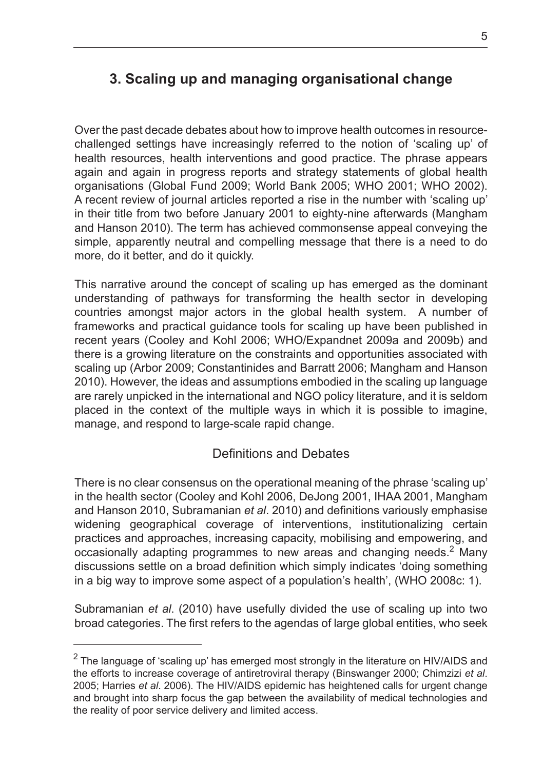## 3. Scaling up and managing organisational change

Over the past decade debates about how to improve health outcomes in resource-challenged settings have increasingly referred to the notion of 'scaling up' of health resources, health interventions and good practice. The phrase appears again and again in progress reports and strategy statements of global health organisations (Global Fund 2009; World Bank 2005; WHO 2001; WHO 2002). A recent review of journal articles reported a rise in the number with 'scaling up' in their title from two before January 2001 to eighty-nine afterwards (Mangham and Hanson 2010). The term has achieved commonsense appeal conveying the simple, apparently neutral and compelling message that there is a need to do more, do it better, and do it quickly.

This narrative around the concept of scaling up has emerged as the dominant understanding of pathways for transforming the health sector in developing countries amongst major actors in the global health system. A number of frameworks and practical guidance tools for scaling up have been published in recent years (Cooley and Kohl 2006; WHO/Expandnet 2009a and 2009b) and there is a growing literature on the constraints and opportunities associated with scaling up (Arbor 2009; Constantinides and Barratt 2006; Mangham and Hanson 2010). However, the ideas and assumptions embodied in the scaling up language are rarely unpicked in the international and NGO policy literature, and it is seldom placed in the context of the multiple ways in which it is possible to imagine, manage, and respond to large-scale rapid change.

### Definitions and Debates

There is no clear consensus on the operational meaning of the phrase 'scaling up' in the health sector (Cooley and Kohl 2006, DeJong 2001, IHAA 2001, Mangham and Hanson 2010, Subramanian *et al*. 2010) and definitions variously emphasise widening geographical coverage of interventions, institutionalizing certain practices and approaches, increasing capacity, mobilising and empowering, and occasionally adapting programmes to new areas and changing needs.[2] Many discussions settle on a broad definition which simply indicates 'doing something in a big way to improve some aspect of a population's health', (WHO 2008c: 1).

Subramanian *et al*. (2010) have usefully divided the use of scaling up into two broad categories. The first refers to the agendas of large global entities, who seek

[2] The language of 'scaling up' has emerged most strongly in the literature on HIV/AIDS and the efforts to increase coverage of antiretroviral therapy (Binswanger 2000; Chimzizi *et al*. 2005; Harries *et al*. 2006). The HIV/AIDS epidemic has heightened calls for urgent change and brought into sharp focus the gap between the availability of medical technologies and the reality of poor service delivery and limited access.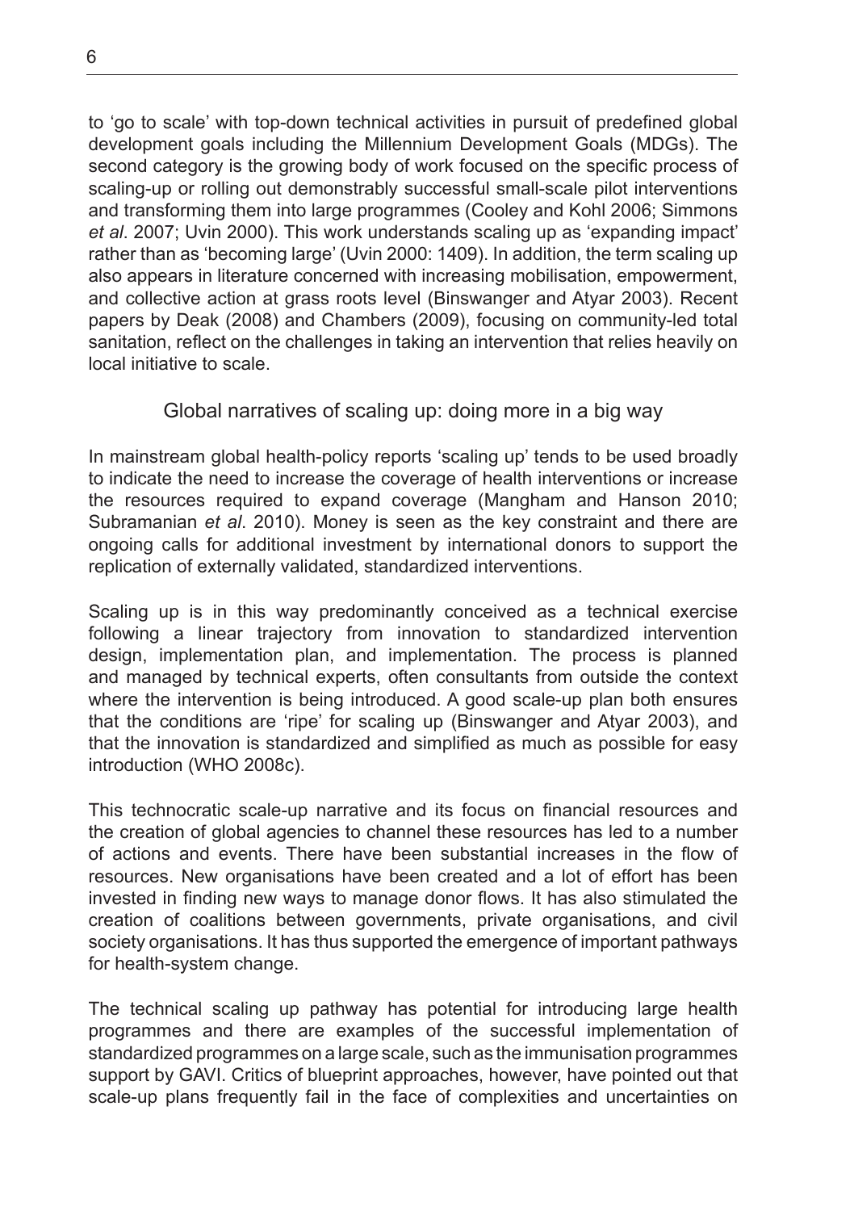to 'go to scale' with top-down technical activities in pursuit of predefined global development goals including the Millennium Development Goals (MDGs). The second category is the growing body of work focused on the specific process of scaling-up or rolling out demonstrably successful small-scale pilot interventions and transforming them into large programmes (Cooley and Kohl 2006; Simmons *et al*. 2007; Uvin 2000). This work understands scaling up as 'expanding impact' rather than as 'becoming large' (Uvin 2000: 1409). In addition, the term scaling up also appears in literature concerned with increasing mobilisation, empowerment, and collective action at grass roots level (Binswanger and Atyar 2003). Recent papers by Deak (2008) and Chambers (2009), focusing on community-led total sanitation, reflect on the challenges in taking an intervention that relies heavily on local initiative to scale.

## Global narratives of scaling up: doing more in a big way

In mainstream global health-policy reports 'scaling up' tends to be used broadly to indicate the need to increase the coverage of health interventions or increase the resources required to expand coverage (Mangham and Hanson 2010; Subramanian *et al*. 2010). Money is seen as the key constraint and there are ongoing calls for additional investment by international donors to support the replication of externally validated, standardized interventions.

Scaling up is in this way predominantly conceived as a technical exercise following a linear trajectory from innovation to standardized intervention design, implementation plan, and implementation. The process is planned and managed by technical experts, often consultants from outside the context where the intervention is being introduced. A good scale-up plan both ensures that the conditions are 'ripe' for scaling up (Binswanger and Atyar 2003), and that the innovation is standardized and simplified as much as possible for easy introduction (WHO 2008c).

This technocratic scale-up narrative and its focus on financial resources and the creation of global agencies to channel these resources has led to a number of actions and events. There have been substantial increases in the flow of resources. New organisations have been created and a lot of effort has been invested in finding new ways to manage donor flows. It has also stimulated the creation of coalitions between governments, private organisations, and civil society organisations. It has thus supported the emergence of important pathways for health-system change.

The technical scaling up pathway has potential for introducing large health programmes and there are examples of the successful implementation of standardized programmes on a large scale, such as the immunisation programmes support by GAVI. Critics of blueprint approaches, however, have pointed out that scale-up plans frequently fail in the face of complexities and uncertainties on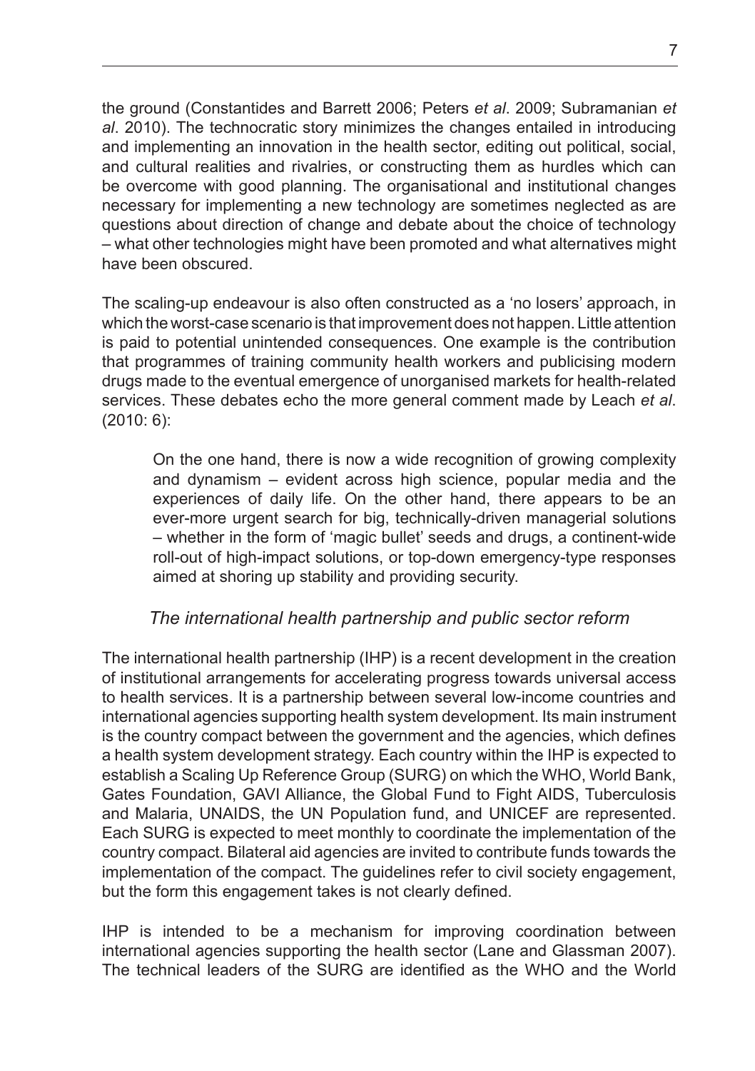the ground (Constantides and Barrett 2006; Peters *et al*. 2009; Subramanian *et al*. 2010). The technocratic story minimizes the changes entailed in introducing and implementing an innovation in the health sector, editing out political, social, and cultural realities and rivalries, or constructing them as hurdles which can be overcome with good planning. The organisational and institutional changes necessary for implementing a new technology are sometimes neglected as are questions about direction of change and debate about the choice of technology – what other technologies might have been promoted and what alternatives might have been obscured.

The scaling-up endeavour is also often constructed as a 'no losers' approach, in which the worst-case scenario is that improvement does not happen. Little attention is paid to potential unintended consequences. One example is the contribution that programmes of training community health workers and publicising modern drugs made to the eventual emergence of unorganised markets for health-related services. These debates echo the more general comment made by Leach *et al*. (2010: 6):

> On the one hand, there is now a wide recognition of growing complexity and dynamism – evident across high science, popular media and the experiences of daily life. On the other hand, there appears to be an ever-more urgent search for big, technically-driven managerial solutions – whether in the form of 'magic bullet' seeds and drugs, a continent-wide roll-out of high-impact solutions, or top-down emergency-type responses aimed at shoring up stability and providing security.

### *The international health partnership and public sector reform*

The international health partnership (IHP) is a recent development in the creation of institutional arrangements for accelerating progress towards universal access to health services. It is a partnership between several low-income countries and international agencies supporting health system development. Its main instrument is the country compact between the government and the agencies, which defines a health system development strategy. Each country within the IHP is expected to establish a Scaling Up Reference Group (SURG) on which the WHO, World Bank, Gates Foundation, GAVI Alliance, the Global Fund to Fight AIDS, Tuberculosis and Malaria, UNAIDS, the UN Population fund, and UNICEF are represented. Each SURG is expected to meet monthly to coordinate the implementation of the country compact. Bilateral aid agencies are invited to contribute funds towards the implementation of the compact. The guidelines refer to civil society engagement, but the form this engagement takes is not clearly defined.

IHP is intended to be a mechanism for improving coordination between international agencies supporting the health sector (Lane and Glassman 2007). The technical leaders of the SURG are identified as the WHO and the World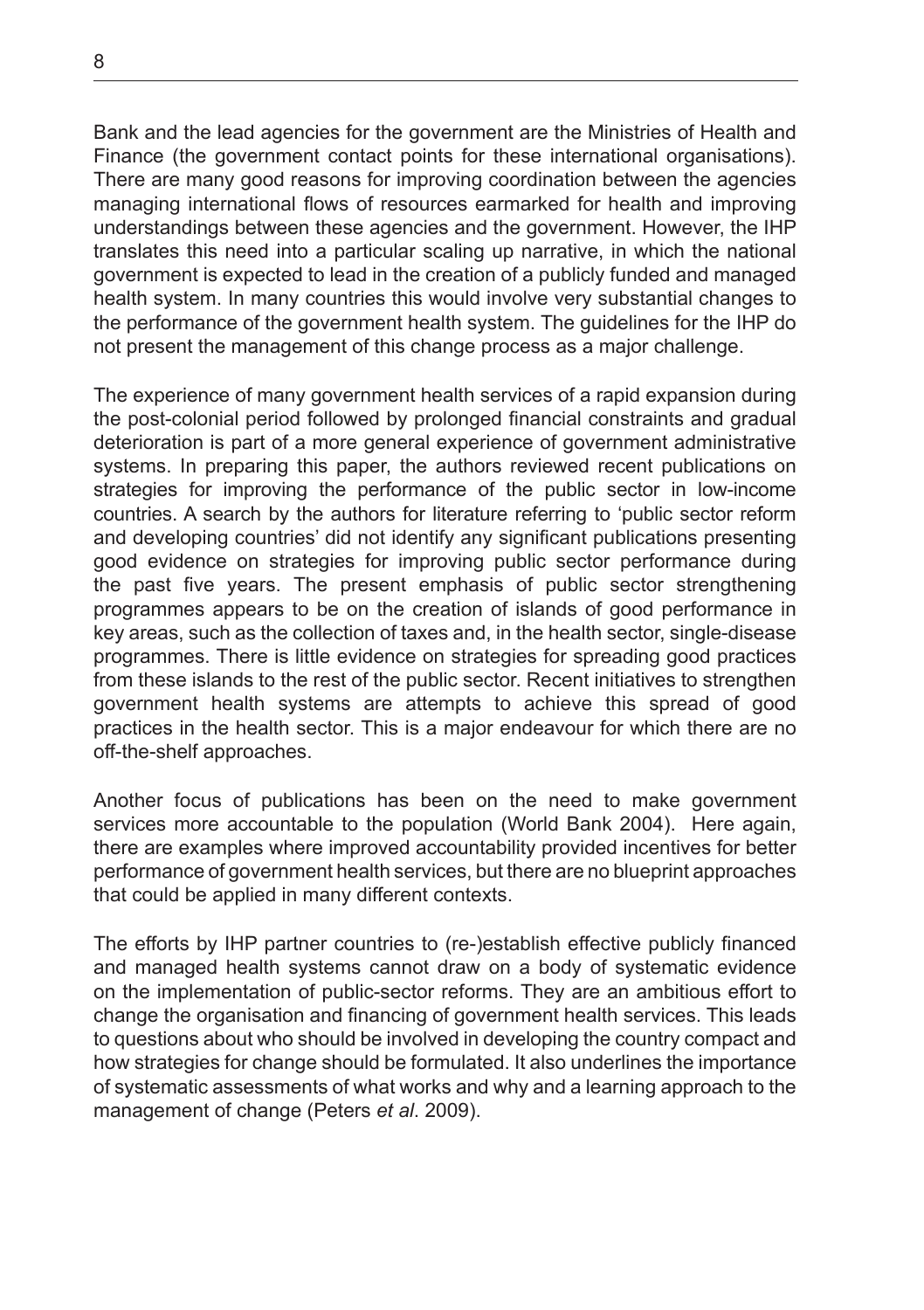Bank and the lead agencies for the government are the Ministries of Health and Finance (the government contact points for these international organisations). There are many good reasons for improving coordination between the agencies managing international flows of resources earmarked for health and improving understandings between these agencies and the government. However, the IHP translates this need into a particular scaling up narrative, in which the national government is expected to lead in the creation of a publicly funded and managed health system. In many countries this would involve very substantial changes to the performance of the government health system. The guidelines for the IHP do not present the management of this change process as a major challenge.

The experience of many government health services of a rapid expansion during the post-colonial period followed by prolonged financial constraints and gradual deterioration is part of a more general experience of government administrative systems. In preparing this paper, the authors reviewed recent publications on strategies for improving the performance of the public sector in low-income countries. A search by the authors for literature referring to 'public sector reform and developing countries' did not identify any significant publications presenting good evidence on strategies for improving public sector performance during the past five years. The present emphasis of public sector strengthening programmes appears to be on the creation of islands of good performance in key areas, such as the collection of taxes and, in the health sector, single-disease programmes. There is little evidence on strategies for spreading good practices from these islands to the rest of the public sector. Recent initiatives to strengthen government health systems are attempts to achieve this spread of good practices in the health sector. This is a major endeavour for which there are no off-the-shelf approaches.

Another focus of publications has been on the need to make government services more accountable to the population (World Bank 2004). Here again, there are examples where improved accountability provided incentives for better performance of government health services, but there are no blueprint approaches that could be applied in many different contexts.

The efforts by IHP partner countries to (re-)establish effective publicly financed and managed health systems cannot draw on a body of systematic evidence on the implementation of public-sector reforms. They are an ambitious effort to change the organisation and financing of government health services. This leads to questions about who should be involved in developing the country compact and how strategies for change should be formulated. It also underlines the importance of systematic assessments of what works and why and a learning approach to the management of change (Peters *et al*. 2009).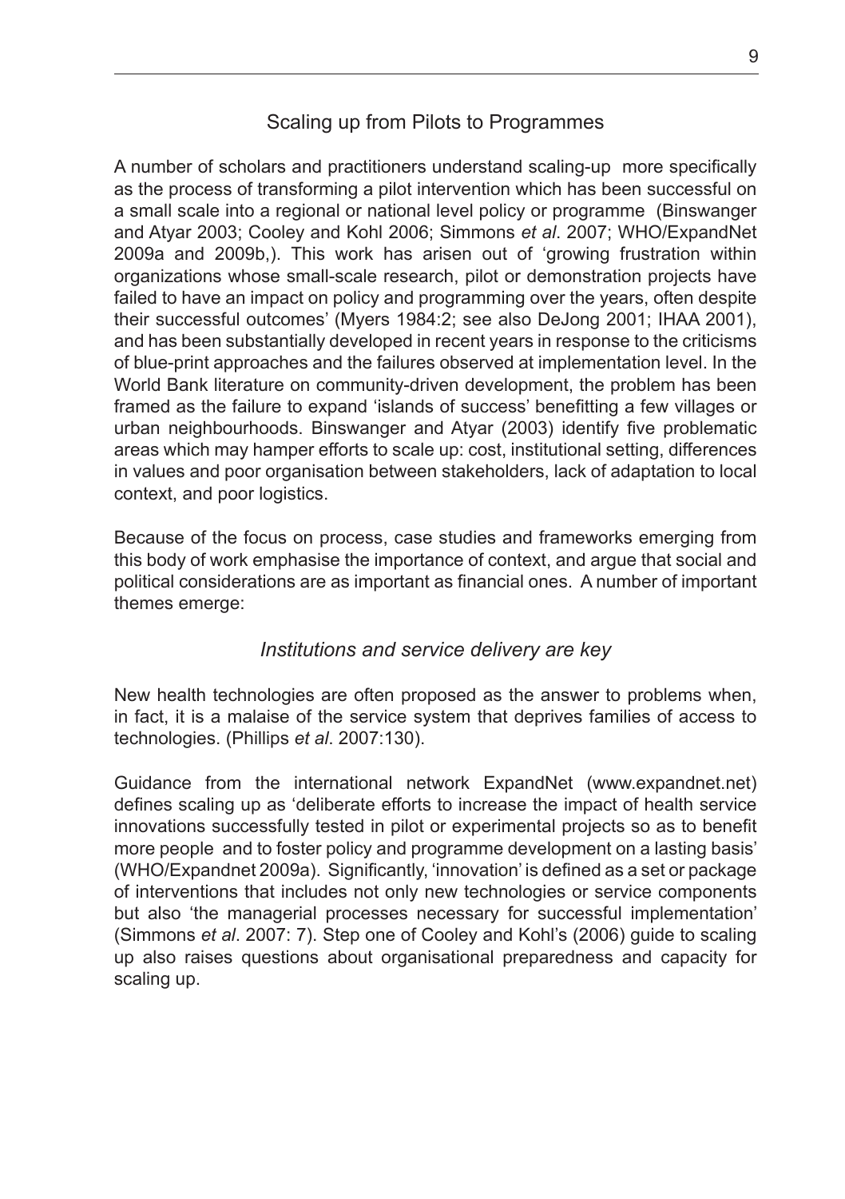## Scaling up from Pilots to Programmes

A number of scholars and practitioners understand scaling-up more specifically as the process of transforming a pilot intervention which has been successful on a small scale into a regional or national level policy or programme (Binswanger and Atyar 2003; Cooley and Kohl 2006; Simmons *et al*. 2007; WHO/ExpandNet 2009a and 2009b,). This work has arisen out of 'growing frustration within organizations whose small-scale research, pilot or demonstration projects have failed to have an impact on policy and programming over the years, often despite their successful outcomes' (Myers 1984:2; see also DeJong 2001; IHAA 2001), and has been substantially developed in recent years in response to the criticisms of blue-print approaches and the failures observed at implementation level. In the World Bank literature on community-driven development, the problem has been framed as the failure to expand 'islands of success' benefitting a few villages or urban neighbourhoods. Binswanger and Atyar (2003) identify five problematic areas which may hamper efforts to scale up: cost, institutional setting, differences in values and poor organisation between stakeholders, lack of adaptation to local context, and poor logistics.

Because of the focus on process, case studies and frameworks emerging from this body of work emphasise the importance of context, and argue that social and political considerations are as important as financial ones. A number of important themes emerge:

### *Institutions and service delivery are key*

New health technologies are often proposed as the answer to problems when, in fact, it is a malaise of the service system that deprives families of access to technologies. (Phillips *et al*. 2007:130).

Guidance from the international network ExpandNet (www.expandnet.net) defines scaling up as 'deliberate efforts to increase the impact of health service innovations successfully tested in pilot or experimental projects so as to benefit more people and to foster policy and programme development on a lasting basis' (WHO/Expandnet 2009a). Significantly, 'innovation' is defined as a set or package of interventions that includes not only new technologies or service components but also 'the managerial processes necessary for successful implementation' (Simmons *et al*. 2007: 7). Step one of Cooley and Kohl's (2006) guide to scaling up also raises questions about organisational preparedness and capacity for scaling up.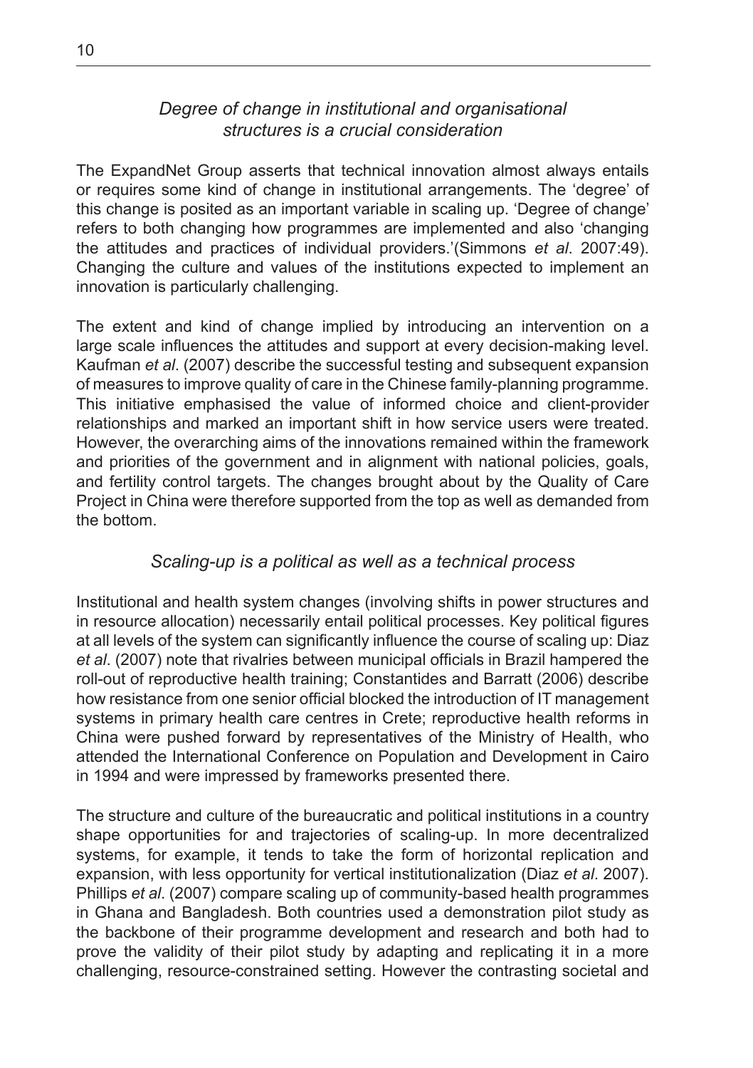### *Degree of change in institutional and organisational structures is a crucial consideration*

The ExpandNet Group asserts that technical innovation almost always entails or requires some kind of change in institutional arrangements. The 'degree' of this change is posited as an important variable in scaling up. 'Degree of change' refers to both changing how programmes are implemented and also 'changing the attitudes and practices of individual providers.'(Simmons *et al*. 2007:49). Changing the culture and values of the institutions expected to implement an innovation is particularly challenging.

The extent and kind of change implied by introducing an intervention on a large scale influences the attitudes and support at every decision-making level. Kaufman *et al*. (2007) describe the successful testing and subsequent expansion of measures to improve quality of care in the Chinese family-planning programme. This initiative emphasised the value of informed choice and client-provider relationships and marked an important shift in how service users were treated. However, the overarching aims of the innovations remained within the framework and priorities of the government and in alignment with national policies, goals, and fertility control targets. The changes brought about by the Quality of Care Project in China were therefore supported from the top as well as demanded from the bottom.

### *Scaling-up is a political as well as a technical process*

Institutional and health system changes (involving shifts in power structures and in resource allocation) necessarily entail political processes. Key political figures at all levels of the system can significantly influence the course of scaling up: Diaz *et al*. (2007) note that rivalries between municipal officials in Brazil hampered the roll-out of reproductive health training; Constantides and Barratt (2006) describe how resistance from one senior official blocked the introduction of IT management systems in primary health care centres in Crete; reproductive health reforms in China were pushed forward by representatives of the Ministry of Health, who attended the International Conference on Population and Development in Cairo in 1994 and were impressed by frameworks presented there.

The structure and culture of the bureaucratic and political institutions in a country shape opportunities for and trajectories of scaling-up. In more decentralized systems, for example, it tends to take the form of horizontal replication and expansion, with less opportunity for vertical institutionalization (Diaz *et al*. 2007). Phillips *et al*. (2007) compare scaling up of community-based health programmes in Ghana and Bangladesh. Both countries used a demonstration pilot study as the backbone of their programme development and research and both had to prove the validity of their pilot study by adapting and replicating it in a more challenging, resource-constrained setting. However the contrasting societal and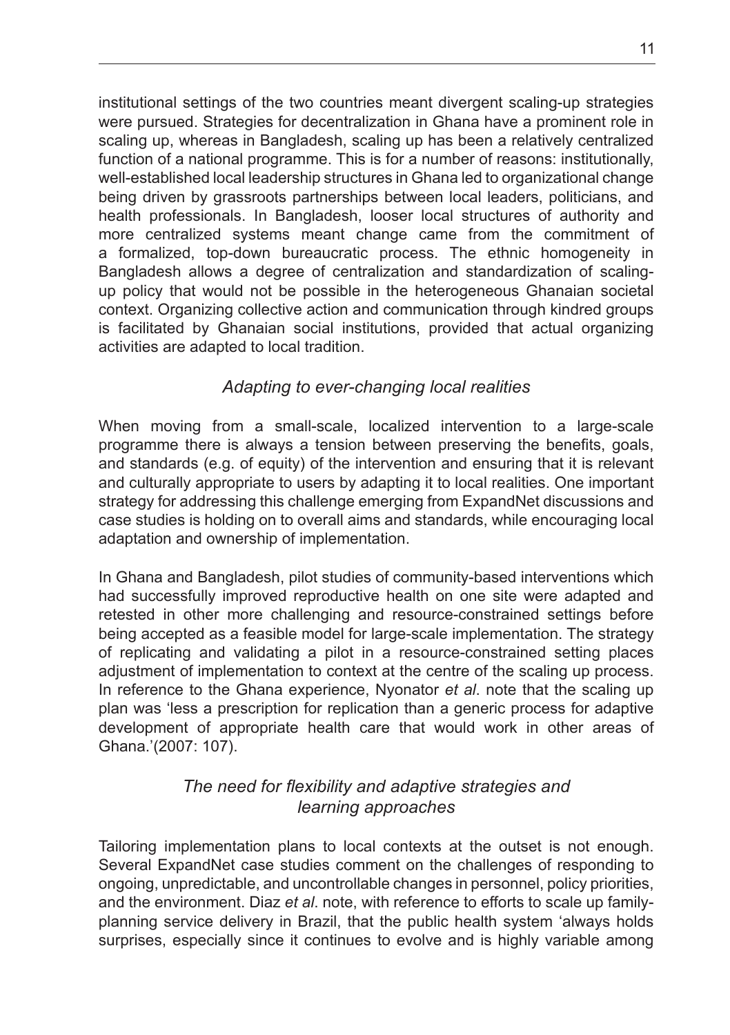institutional settings of the two countries meant divergent scaling-up strategies were pursued. Strategies for decentralization in Ghana have a prominent role in scaling up, whereas in Bangladesh, scaling up has been a relatively centralized function of a national programme. This is for a number of reasons: institutionally, well-established local leadership structures in Ghana led to organizational change being driven by grassroots partnerships between local leaders, politicians, and health professionals. In Bangladesh, looser local structures of authority and more centralized systems meant change came from the commitment of a formalized, top-down bureaucratic process. The ethnic homogeneity in Bangladesh allows a degree of centralization and standardization of scaling-up policy that would not be possible in the heterogeneous Ghanaian societal context. Organizing collective action and communication through kindred groups is facilitated by Ghanaian social institutions, provided that actual organizing activities are adapted to local tradition.

### *Adapting to ever-changing local realities*

When moving from a small-scale, localized intervention to a large-scale programme there is always a tension between preserving the benefits, goals, and standards (e.g. of equity) of the intervention and ensuring that it is relevant and culturally appropriate to users by adapting it to local realities. One important strategy for addressing this challenge emerging from ExpandNet discussions and case studies is holding on to overall aims and standards, while encouraging local adaptation and ownership of implementation.

In Ghana and Bangladesh, pilot studies of community-based interventions which had successfully improved reproductive health on one site were adapted and retested in other more challenging and resource-constrained settings before being accepted as a feasible model for large-scale implementation. The strategy of replicating and validating a pilot in a resource-constrained setting places adjustment of implementation to context at the centre of the scaling up process. In reference to the Ghana experience, Nyonator *et al*. note that the scaling up plan was 'less a prescription for replication than a generic process for adaptive development of appropriate health care that would work in other areas of Ghana.'(2007: 107).

### *The need for flexibility and adaptive strategies and learning approaches*

Tailoring implementation plans to local contexts at the outset is not enough. Several ExpandNet case studies comment on the challenges of responding to ongoing, unpredictable, and uncontrollable changes in personnel, policy priorities, and the environment. Diaz *et al*. note, with reference to efforts to scale up family-planning service delivery in Brazil, that the public health system 'always holds surprises, especially since it continues to evolve and is highly variable among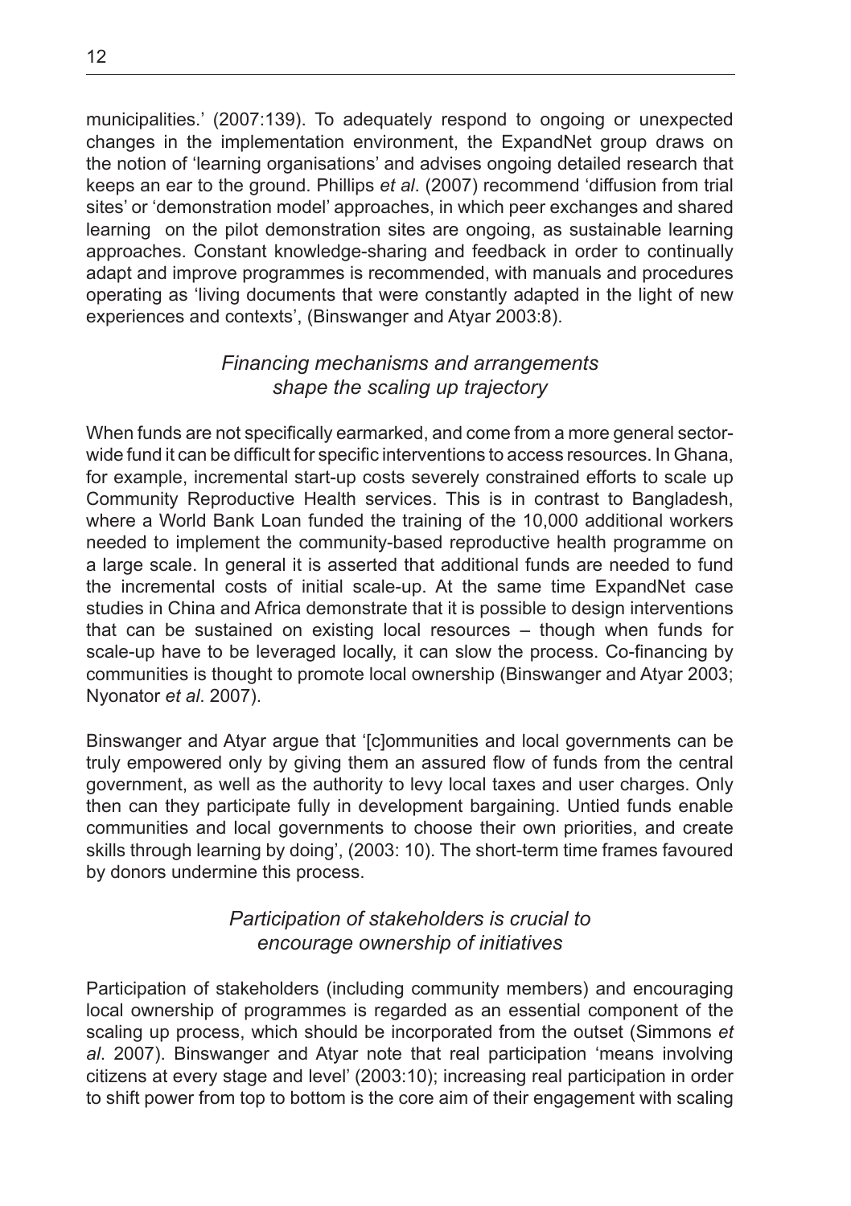municipalities.' (2007:139). To adequately respond to ongoing or unexpected changes in the implementation environment, the ExpandNet group draws on the notion of 'learning organisations' and advises ongoing detailed research that keeps an ear to the ground. Phillips *et al*. (2007) recommend 'diffusion from trial sites' or 'demonstration model' approaches, in which peer exchanges and shared learning on the pilot demonstration sites are ongoing, as sustainable learning approaches. Constant knowledge-sharing and feedback in order to continually adapt and improve programmes is recommended, with manuals and procedures operating as 'living documents that were constantly adapted in the light of new experiences and contexts', (Binswanger and Atyar 2003:8).

### *Financing mechanisms and arrangements shape the scaling up trajectory*

When funds are not specifically earmarked, and come from a more general sector-wide fund it can be difficult for specific interventions to access resources. In Ghana, for example, incremental start-up costs severely constrained efforts to scale up Community Reproductive Health services. This is in contrast to Bangladesh, where a World Bank Loan funded the training of the 10,000 additional workers needed to implement the community-based reproductive health programme on a large scale. In general it is asserted that additional funds are needed to fund the incremental costs of initial scale-up. At the same time ExpandNet case studies in China and Africa demonstrate that it is possible to design interventions that can be sustained on existing local resources – though when funds for scale-up have to be leveraged locally, it can slow the process. Co-financing by communities is thought to promote local ownership (Binswanger and Atyar 2003; Nyonator *et al*. 2007).

Binswanger and Atyar argue that '[c]ommunities and local governments can be truly empowered only by giving them an assured flow of funds from the central government, as well as the authority to levy local taxes and user charges. Only then can they participate fully in development bargaining. Untied funds enable communities and local governments to choose their own priorities, and create skills through learning by doing', (2003: 10). The short-term time frames favoured by donors undermine this process.

### *Participation of stakeholders is crucial to encourage ownership of initiatives*

Participation of stakeholders (including community members) and encouraging local ownership of programmes is regarded as an essential component of the scaling up process, which should be incorporated from the outset (Simmons *et al*. 2007). Binswanger and Atyar note that real participation 'means involving citizens at every stage and level' (2003:10); increasing real participation in order to shift power from top to bottom is the core aim of their engagement with scaling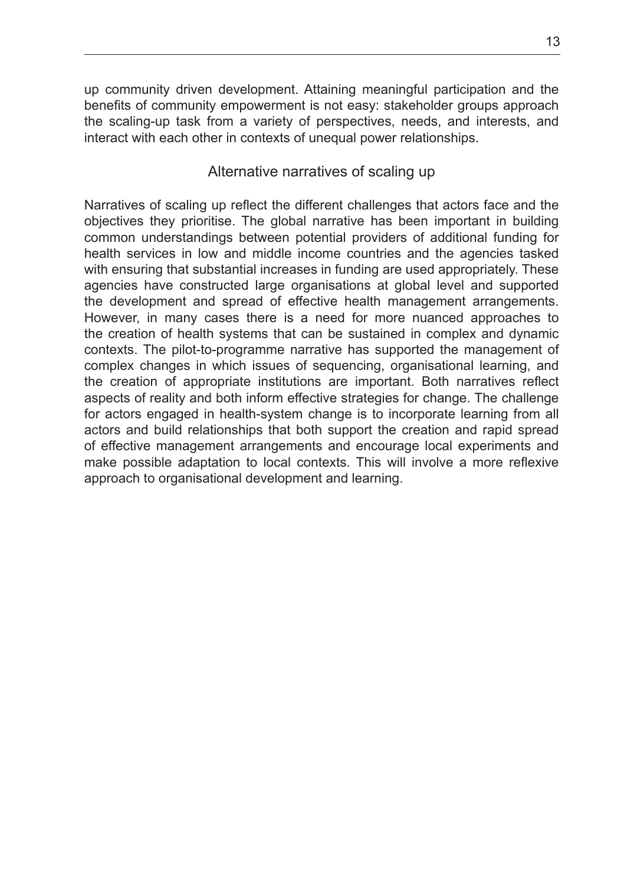up community driven development. Attaining meaningful participation and the benefits of community empowerment is not easy: stakeholder groups approach the scaling-up task from a variety of perspectives, needs, and interests, and interact with each other in contexts of unequal power relationships.

## Alternative narratives of scaling up

Narratives of scaling up reflect the different challenges that actors face and the objectives they prioritise. The global narrative has been important in building common understandings between potential providers of additional funding for health services in low and middle income countries and the agencies tasked with ensuring that substantial increases in funding are used appropriately. These agencies have constructed large organisations at global level and supported the development and spread of effective health management arrangements. However, in many cases there is a need for more nuanced approaches to the creation of health systems that can be sustained in complex and dynamic contexts. The pilot-to-programme narrative has supported the management of complex changes in which issues of sequencing, organisational learning, and the creation of appropriate institutions are important. Both narratives reflect aspects of reality and both inform effective strategies for change. The challenge for actors engaged in health-system change is to incorporate learning from all actors and build relationships that both support the creation and rapid spread of effective management arrangements and encourage local experiments and make possible adaptation to local contexts. This will involve a more reflexive approach to organisational development and learning.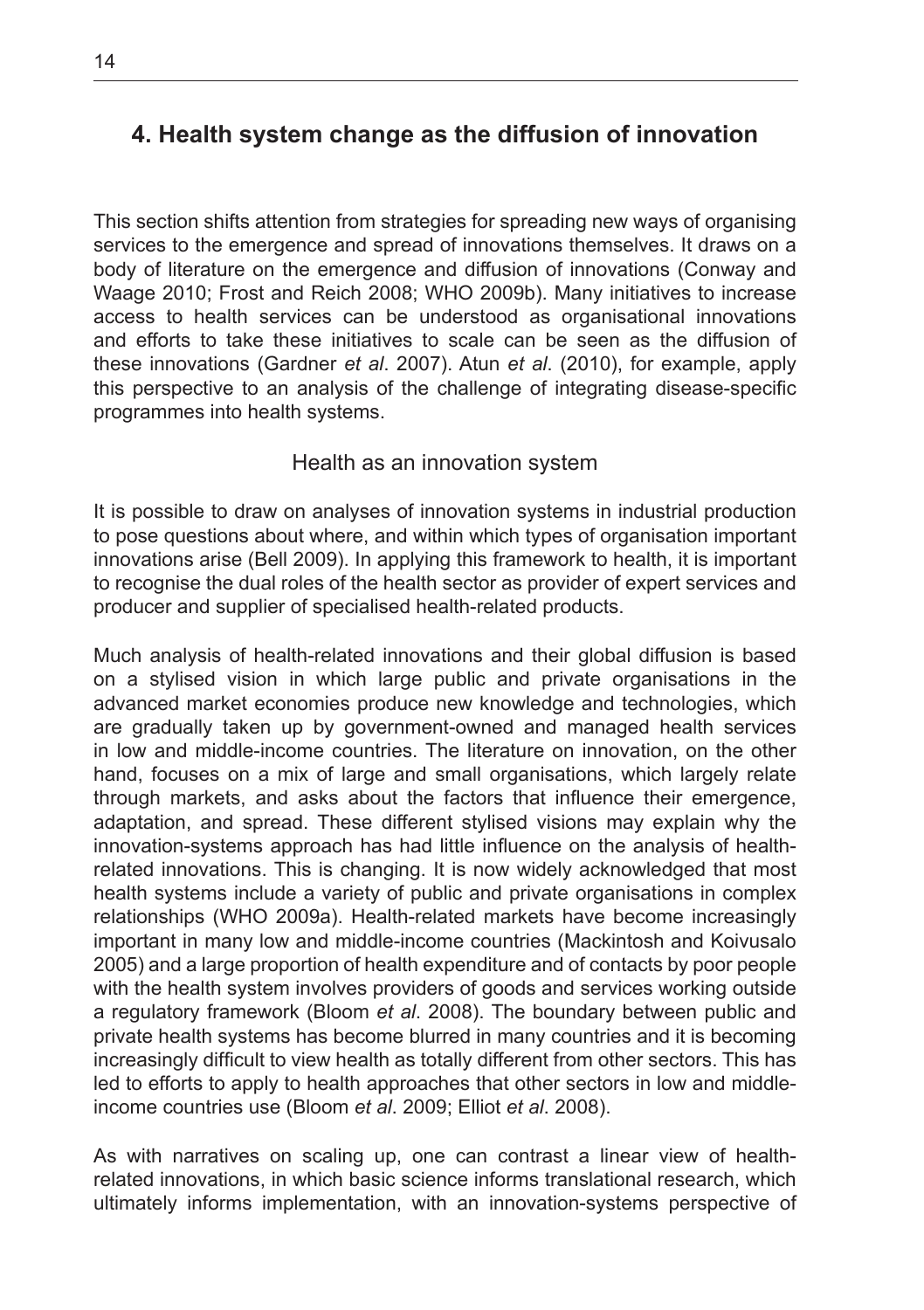## 4. Health system change as the diffusion of innovation

This section shifts attention from strategies for spreading new ways of organising services to the emergence and spread of innovations themselves. It draws on a body of literature on the emergence and diffusion of innovations (Conway and Waage 2010; Frost and Reich 2008; WHO 2009b). Many initiatives to increase access to health services can be understood as organisational innovations and efforts to take these initiatives to scale can be seen as the diffusion of these innovations (Gardner *et al*. 2007). Atun *et al*. (2010), for example, apply this perspective to an analysis of the challenge of integrating disease-specific programmes into health systems.

### Health as an innovation system

It is possible to draw on analyses of innovation systems in industrial production to pose questions about where, and within which types of organisation important innovations arise (Bell 2009). In applying this framework to health, it is important to recognise the dual roles of the health sector as provider of expert services and producer and supplier of specialised health-related products.

Much analysis of health-related innovations and their global diffusion is based on a stylised vision in which large public and private organisations in the advanced market economies produce new knowledge and technologies, which are gradually taken up by government-owned and managed health services in low and middle-income countries. The literature on innovation, on the other hand, focuses on a mix of large and small organisations, which largely relate through markets, and asks about the factors that influence their emergence, adaptation, and spread. These different stylised visions may explain why the innovation-systems approach has had little influence on the analysis of health-related innovations. This is changing. It is now widely acknowledged that most health systems include a variety of public and private organisations in complex relationships (WHO 2009a). Health-related markets have become increasingly important in many low and middle-income countries (Mackintosh and Koivusalo 2005) and a large proportion of health expenditure and of contacts by poor people with the health system involves providers of goods and services working outside a regulatory framework (Bloom *et al*. 2008). The boundary between public and private health systems has become blurred in many countries and it is becoming increasingly difficult to view health as totally different from other sectors. This has led to efforts to apply to health approaches that other sectors in low and middle-income countries use (Bloom *et al*. 2009; Elliot *et al*. 2008).

As with narratives on scaling up, one can contrast a linear view of health-related innovations, in which basic science informs translational research, which ultimately informs implementation, with an innovation-systems perspective of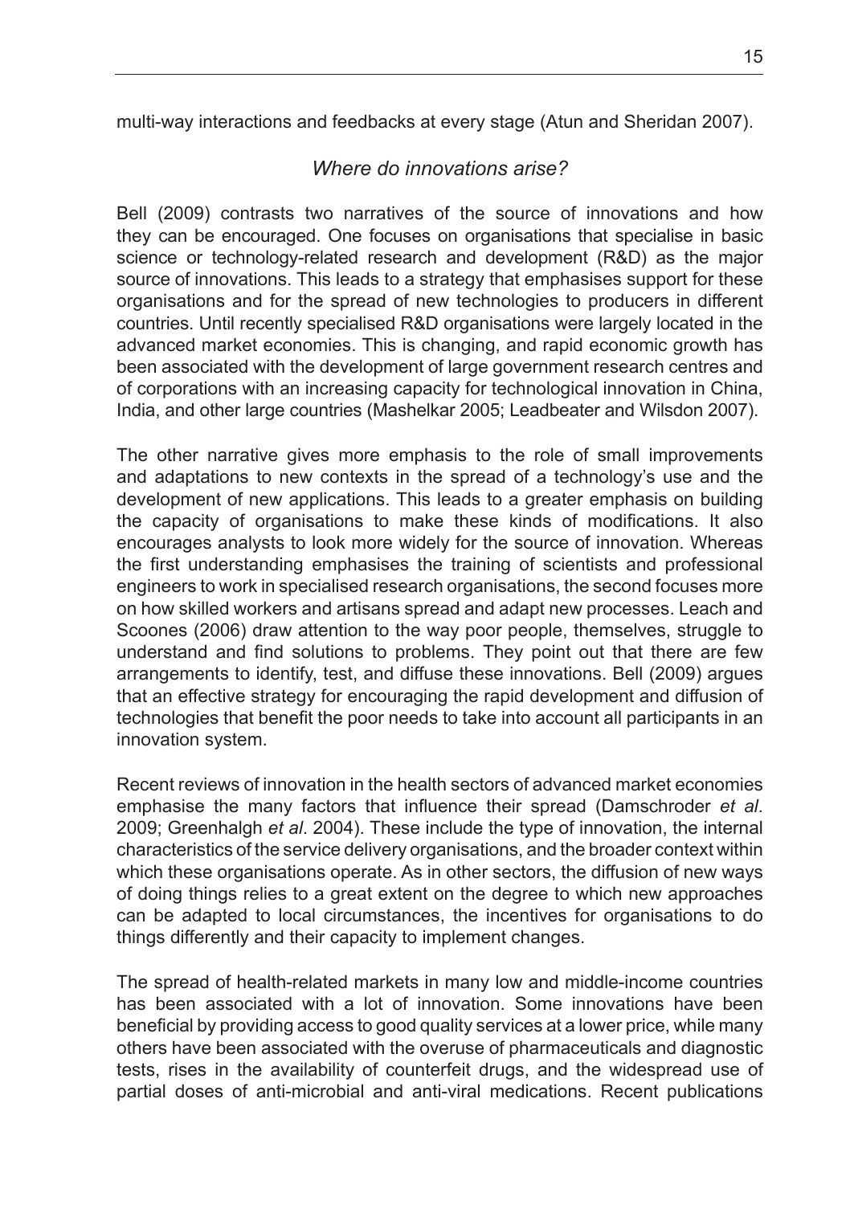multi-way interactions and feedbacks at every stage (Atun and Sheridan 2007).

### *Where do innovations arise?*

Bell (2009) contrasts two narratives of the source of innovations and how they can be encouraged. One focuses on organisations that specialise in basic science or technology-related research and development (R&D) as the major source of innovations. This leads to a strategy that emphasises support for these organisations and for the spread of new technologies to producers in different countries. Until recently specialised R&D organisations were largely located in the advanced market economies. This is changing, and rapid economic growth has been associated with the development of large government research centres and of corporations with an increasing capacity for technological innovation in China, India, and other large countries (Mashelkar 2005; Leadbeater and Wilsdon 2007).

The other narrative gives more emphasis to the role of small improvements and adaptations to new contexts in the spread of a technology's use and the development of new applications. This leads to a greater emphasis on building the capacity of organisations to make these kinds of modifications. It also encourages analysts to look more widely for the source of innovation. Whereas the first understanding emphasises the training of scientists and professional engineers to work in specialised research organisations, the second focuses more on how skilled workers and artisans spread and adapt new processes. Leach and Scoones (2006) draw attention to the way poor people, themselves, struggle to understand and find solutions to problems. They point out that there are few arrangements to identify, test, and diffuse these innovations. Bell (2009) argues that an effective strategy for encouraging the rapid development and diffusion of technologies that benefit the poor needs to take into account all participants in an innovation system.

Recent reviews of innovation in the health sectors of advanced market economies emphasise the many factors that influence their spread (Damschroder *et al*. 2009; Greenhalgh *et al*. 2004). These include the type of innovation, the internal characteristics of the service delivery organisations, and the broader context within which these organisations operate. As in other sectors, the diffusion of new ways of doing things relies to a great extent on the degree to which new approaches can be adapted to local circumstances, the incentives for organisations to do things differently and their capacity to implement changes.

The spread of health-related markets in many low and middle-income countries has been associated with a lot of innovation. Some innovations have been beneficial by providing access to good quality services at a lower price, while many others have been associated with the overuse of pharmaceuticals and diagnostic tests, rises in the availability of counterfeit drugs, and the widespread use of partial doses of anti-microbial and anti-viral medications. Recent publications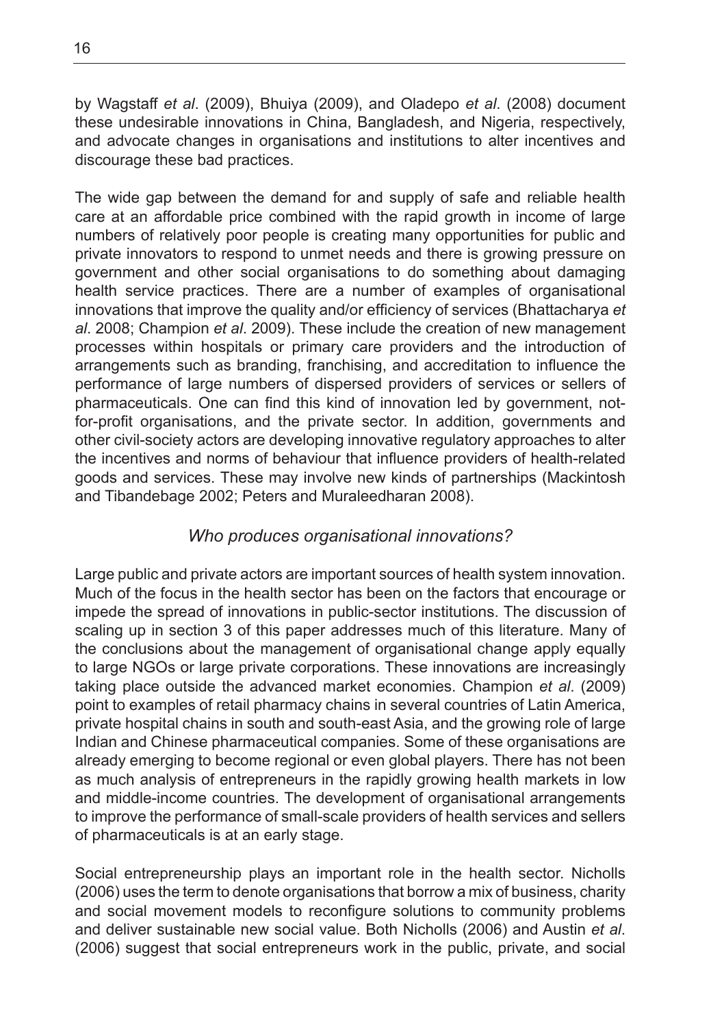by Wagstaff *et al*. (2009), Bhuiya (2009), and Oladepo *et al*. (2008) document these undesirable innovations in China, Bangladesh, and Nigeria, respectively, and advocate changes in organisations and institutions to alter incentives and discourage these bad practices.

The wide gap between the demand for and supply of safe and reliable health care at an affordable price combined with the rapid growth in income of large numbers of relatively poor people is creating many opportunities for public and private innovators to respond to unmet needs and there is growing pressure on government and other social organisations to do something about damaging health service practices. There are a number of examples of organisational innovations that improve the quality and/or efficiency of services (Bhattacharya *et al*. 2008; Champion *et al*. 2009). These include the creation of new management processes within hospitals or primary care providers and the introduction of arrangements such as branding, franchising, and accreditation to influence the performance of large numbers of dispersed providers of services or sellers of pharmaceuticals. One can find this kind of innovation led by government, not-for-profit organisations, and the private sector. In addition, governments and other civil-society actors are developing innovative regulatory approaches to alter the incentives and norms of behaviour that influence providers of health-related goods and services. These may involve new kinds of partnerships (Mackintosh and Tibandebage 2002; Peters and Muraleedharan 2008).

### *Who produces organisational innovations?*

Large public and private actors are important sources of health system innovation. Much of the focus in the health sector has been on the factors that encourage or impede the spread of innovations in public-sector institutions. The discussion of scaling up in section 3 of this paper addresses much of this literature. Many of the conclusions about the management of organisational change apply equally to large NGOs or large private corporations. These innovations are increasingly taking place outside the advanced market economies. Champion *et al*. (2009) point to examples of retail pharmacy chains in several countries of Latin America, private hospital chains in south and south-east Asia, and the growing role of large Indian and Chinese pharmaceutical companies. Some of these organisations are already emerging to become regional or even global players. There has not been as much analysis of entrepreneurs in the rapidly growing health markets in low and middle-income countries. The development of organisational arrangements to improve the performance of small-scale providers of health services and sellers of pharmaceuticals is at an early stage.

Social entrepreneurship plays an important role in the health sector. Nicholls (2006) uses the term to denote organisations that borrow a mix of business, charity and social movement models to reconfigure solutions to community problems and deliver sustainable new social value. Both Nicholls (2006) and Austin *et al*. (2006) suggest that social entrepreneurs work in the public, private, and social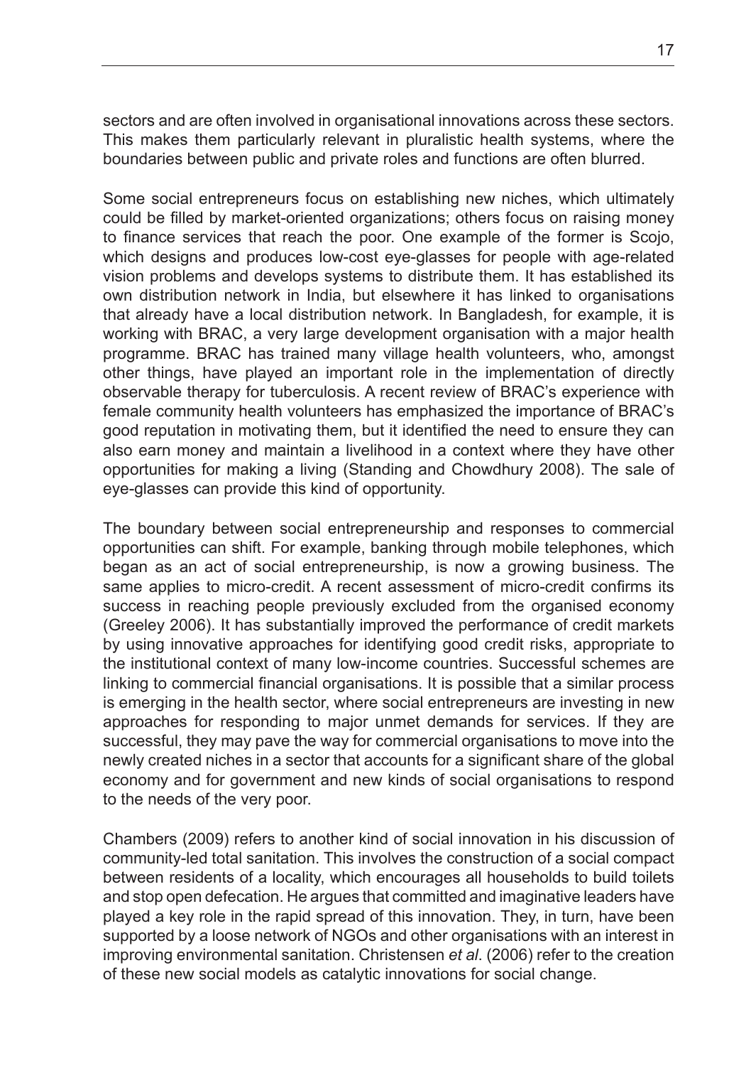sectors and are often involved in organisational innovations across these sectors. This makes them particularly relevant in pluralistic health systems, where the boundaries between public and private roles and functions are often blurred.

Some social entrepreneurs focus on establishing new niches, which ultimately could be filled by market-oriented organizations; others focus on raising money to finance services that reach the poor. One example of the former is Scojo, which designs and produces low-cost eye-glasses for people with age-related vision problems and develops systems to distribute them. It has established its own distribution network in India, but elsewhere it has linked to organisations that already have a local distribution network. In Bangladesh, for example, it is working with BRAC, a very large development organisation with a major health programme. BRAC has trained many village health volunteers, who, amongst other things, have played an important role in the implementation of directly observable therapy for tuberculosis. A recent review of BRAC's experience with female community health volunteers has emphasized the importance of BRAC's good reputation in motivating them, but it identified the need to ensure they can also earn money and maintain a livelihood in a context where they have other opportunities for making a living (Standing and Chowdhury 2008). The sale of eye-glasses can provide this kind of opportunity.

The boundary between social entrepreneurship and responses to commercial opportunities can shift. For example, banking through mobile telephones, which began as an act of social entrepreneurship, is now a growing business. The same applies to micro-credit. A recent assessment of micro-credit confirms its success in reaching people previously excluded from the organised economy (Greeley 2006). It has substantially improved the performance of credit markets by using innovative approaches for identifying good credit risks, appropriate to the institutional context of many low-income countries. Successful schemes are linking to commercial financial organisations. It is possible that a similar process is emerging in the health sector, where social entrepreneurs are investing in new approaches for responding to major unmet demands for services. If they are successful, they may pave the way for commercial organisations to move into the newly created niches in a sector that accounts for a significant share of the global economy and for government and new kinds of social organisations to respond to the needs of the very poor.

Chambers (2009) refers to another kind of social innovation in his discussion of community-led total sanitation. This involves the construction of a social compact between residents of a locality, which encourages all households to build toilets and stop open defecation. He argues that committed and imaginative leaders have played a key role in the rapid spread of this innovation. They, in turn, have been supported by a loose network of NGOs and other organisations with an interest in improving environmental sanitation. Christensen *et al*. (2006) refer to the creation of these new social models as catalytic innovations for social change.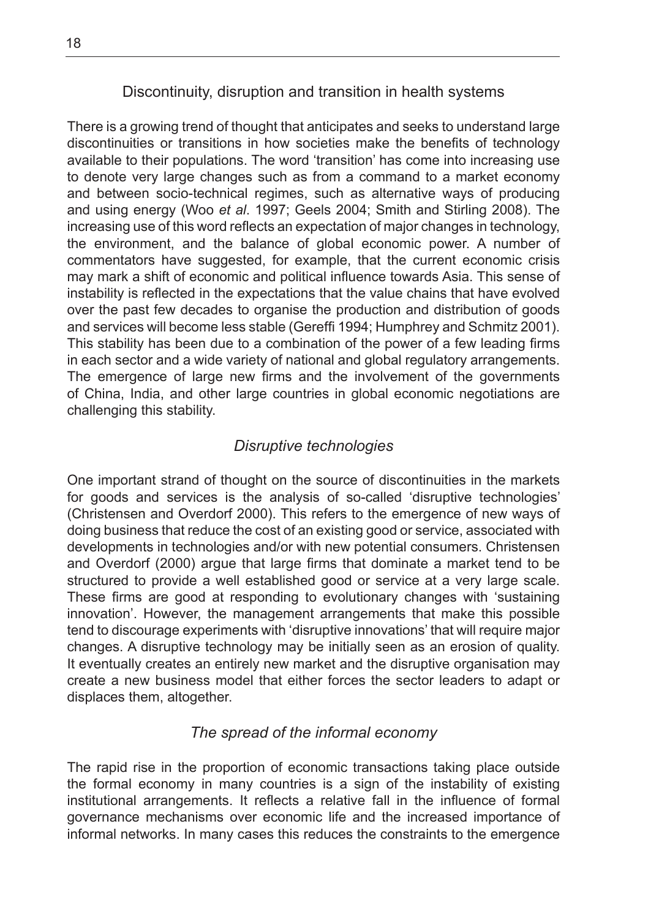## Discontinuity, disruption and transition in health systems

There is a growing trend of thought that anticipates and seeks to understand large discontinuities or transitions in how societies make the benefits of technology available to their populations. The word 'transition' has come into increasing use to denote very large changes such as from a command to a market economy and between socio-technical regimes, such as alternative ways of producing and using energy (Woo *et al*. 1997; Geels 2004; Smith and Stirling 2008). The increasing use of this word reflects an expectation of major changes in technology, the environment, and the balance of global economic power. A number of commentators have suggested, for example, that the current economic crisis may mark a shift of economic and political influence towards Asia. This sense of instability is reflected in the expectations that the value chains that have evolved over the past few decades to organise the production and distribution of goods and services will become less stable (Gereffi 1994; Humphrey and Schmitz 2001). This stability has been due to a combination of the power of a few leading firms in each sector and a wide variety of national and global regulatory arrangements. The emergence of large new firms and the involvement of the governments of China, India, and other large countries in global economic negotiations are challenging this stability.

### *Disruptive technologies*

One important strand of thought on the source of discontinuities in the markets for goods and services is the analysis of so-called 'disruptive technologies' (Christensen and Overdorf 2000). This refers to the emergence of new ways of doing business that reduce the cost of an existing good or service, associated with developments in technologies and/or with new potential consumers. Christensen and Overdorf (2000) argue that large firms that dominate a market tend to be structured to provide a well established good or service at a very large scale. These firms are good at responding to evolutionary changes with 'sustaining innovation'. However, the management arrangements that make this possible tend to discourage experiments with 'disruptive innovations' that will require major changes. A disruptive technology may be initially seen as an erosion of quality. It eventually creates an entirely new market and the disruptive organisation may create a new business model that either forces the sector leaders to adapt or displaces them, altogether.

### *The spread of the informal economy*

The rapid rise in the proportion of economic transactions taking place outside the formal economy in many countries is a sign of the instability of existing institutional arrangements. It reflects a relative fall in the influence of formal governance mechanisms over economic life and the increased importance of informal networks. In many cases this reduces the constraints to the emergence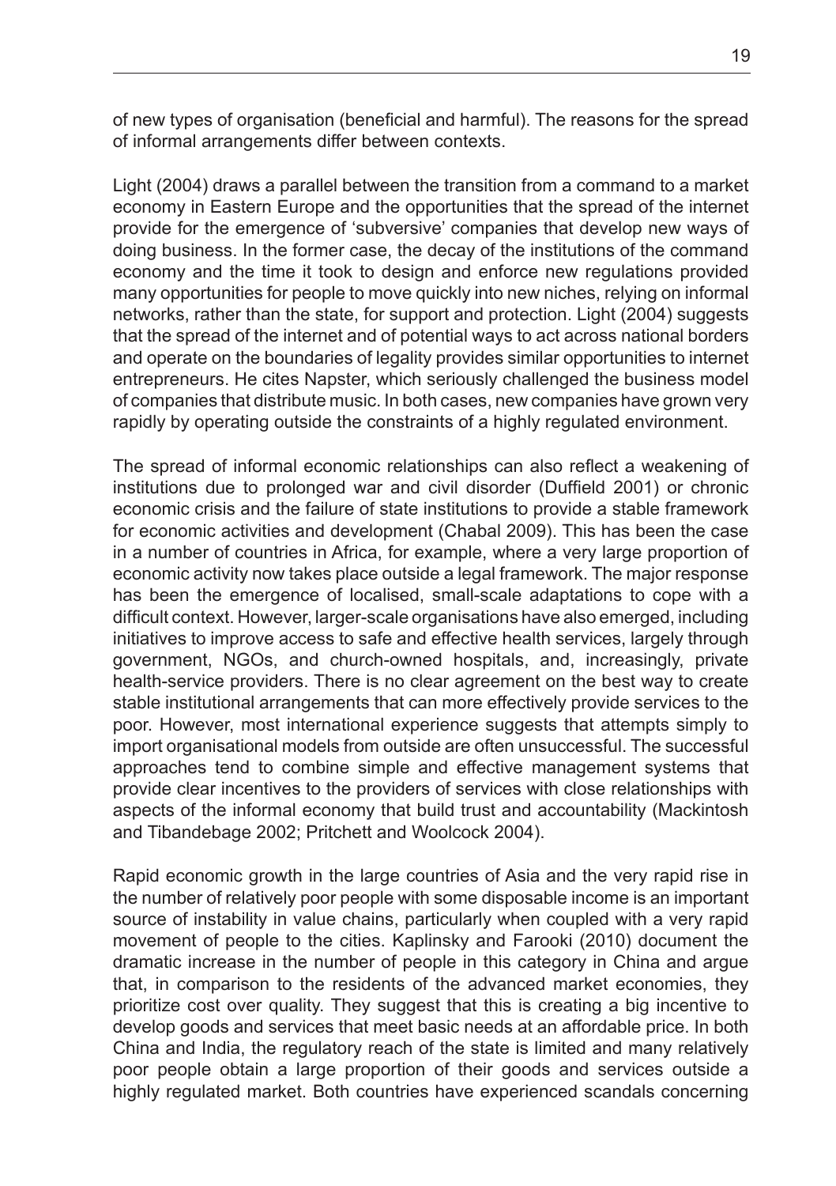of new types of organisation (beneficial and harmful). The reasons for the spread of informal arrangements differ between contexts.

Light (2004) draws a parallel between the transition from a command to a market economy in Eastern Europe and the opportunities that the spread of the internet provide for the emergence of 'subversive' companies that develop new ways of doing business. In the former case, the decay of the institutions of the command economy and the time it took to design and enforce new regulations provided many opportunities for people to move quickly into new niches, relying on informal networks, rather than the state, for support and protection. Light (2004) suggests that the spread of the internet and of potential ways to act across national borders and operate on the boundaries of legality provides similar opportunities to internet entrepreneurs. He cites Napster, which seriously challenged the business model of companies that distribute music. In both cases, new companies have grown very rapidly by operating outside the constraints of a highly regulated environment.

The spread of informal economic relationships can also reflect a weakening of institutions due to prolonged war and civil disorder (Duffield 2001) or chronic economic crisis and the failure of state institutions to provide a stable framework for economic activities and development (Chabal 2009). This has been the case in a number of countries in Africa, for example, where a very large proportion of economic activity now takes place outside a legal framework. The major response has been the emergence of localised, small-scale adaptations to cope with a difficult context. However, larger-scale organisations have also emerged, including initiatives to improve access to safe and effective health services, largely through government, NGOs, and church-owned hospitals, and, increasingly, private health-service providers. There is no clear agreement on the best way to create stable institutional arrangements that can more effectively provide services to the poor. However, most international experience suggests that attempts simply to import organisational models from outside are often unsuccessful. The successful approaches tend to combine simple and effective management systems that provide clear incentives to the providers of services with close relationships with aspects of the informal economy that build trust and accountability (Mackintosh and Tibandebage 2002; Pritchett and Woolcock 2004).

Rapid economic growth in the large countries of Asia and the very rapid rise in the number of relatively poor people with some disposable income is an important source of instability in value chains, particularly when coupled with a very rapid movement of people to the cities. Kaplinsky and Farooki (2010) document the dramatic increase in the number of people in this category in China and argue that, in comparison to the residents of the advanced market economies, they prioritize cost over quality. They suggest that this is creating a big incentive to develop goods and services that meet basic needs at an affordable price. In both China and India, the regulatory reach of the state is limited and many relatively poor people obtain a large proportion of their goods and services outside a highly regulated market. Both countries have experienced scandals concerning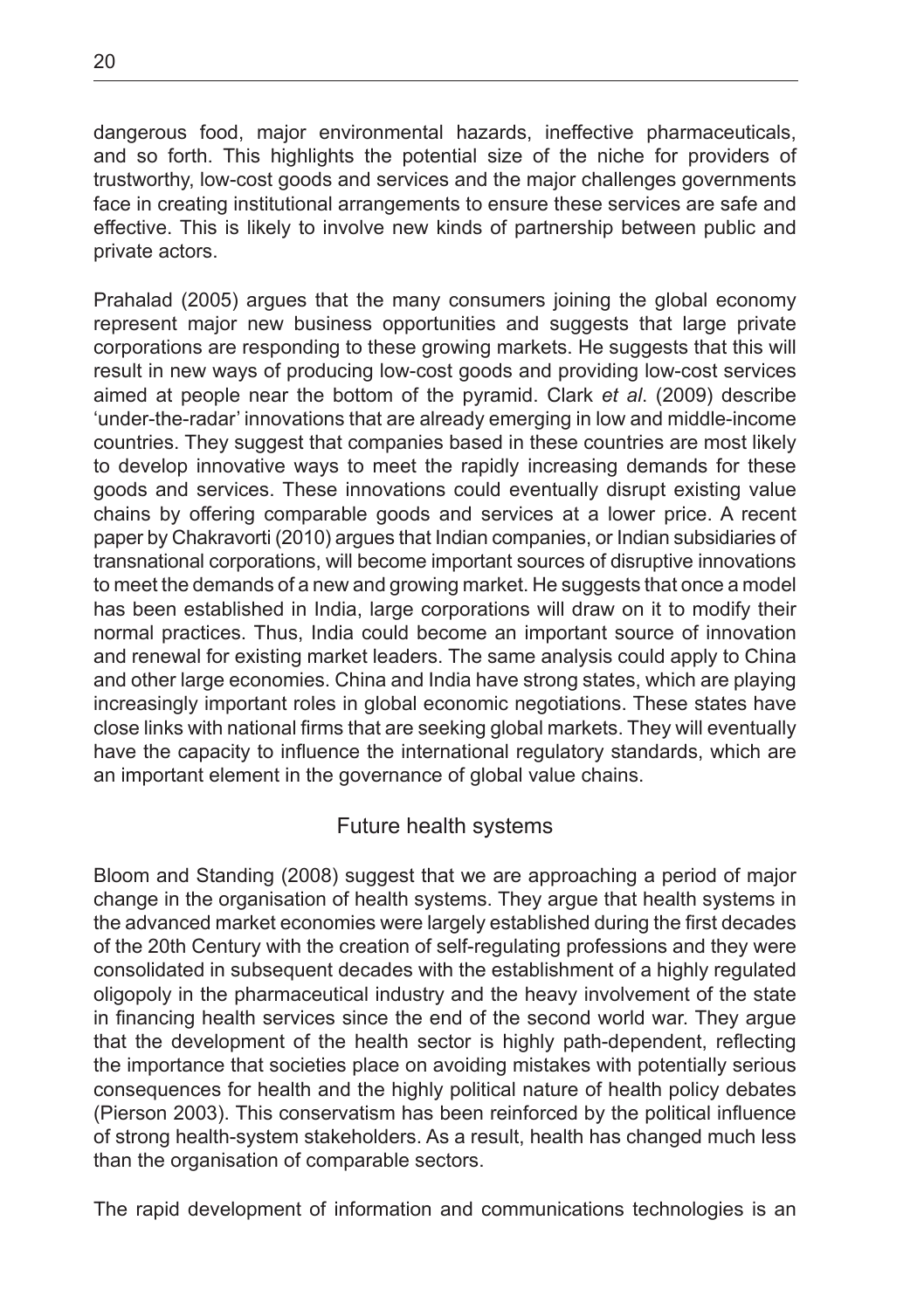dangerous food, major environmental hazards, ineffective pharmaceuticals, and so forth. This highlights the potential size of the niche for providers of trustworthy, low-cost goods and services and the major challenges governments face in creating institutional arrangements to ensure these services are safe and effective. This is likely to involve new kinds of partnership between public and private actors.

Prahalad (2005) argues that the many consumers joining the global economy represent major new business opportunities and suggests that large private corporations are responding to these growing markets. He suggests that this will result in new ways of producing low-cost goods and providing low-cost services aimed at people near the bottom of the pyramid. Clark *et al*. (2009) describe 'under-the-radar' innovations that are already emerging in low and middle-income countries. They suggest that companies based in these countries are most likely to develop innovative ways to meet the rapidly increasing demands for these goods and services. These innovations could eventually disrupt existing value chains by offering comparable goods and services at a lower price. A recent paper by Chakravorti (2010) argues that Indian companies, or Indian subsidiaries of transnational corporations, will become important sources of disruptive innovations to meet the demands of a new and growing market. He suggests that once a model has been established in India, large corporations will draw on it to modify their normal practices. Thus, India could become an important source of innovation and renewal for existing market leaders. The same analysis could apply to China and other large economies. China and India have strong states, which are playing increasingly important roles in global economic negotiations. These states have close links with national firms that are seeking global markets. They will eventually have the capacity to influence the international regulatory standards, which are an important element in the governance of global value chains.

## Future health systems

Bloom and Standing (2008) suggest that we are approaching a period of major change in the organisation of health systems. They argue that health systems in the advanced market economies were largely established during the first decades of the 20th Century with the creation of self-regulating professions and they were consolidated in subsequent decades with the establishment of a highly regulated oligopoly in the pharmaceutical industry and the heavy involvement of the state in financing health services since the end of the second world war. They argue that the development of the health sector is highly path-dependent, reflecting the importance that societies place on avoiding mistakes with potentially serious consequences for health and the highly political nature of health policy debates (Pierson 2003). This conservatism has been reinforced by the political influence of strong health-system stakeholders. As a result, health has changed much less than the organisation of comparable sectors.

The rapid development of information and communications technologies is an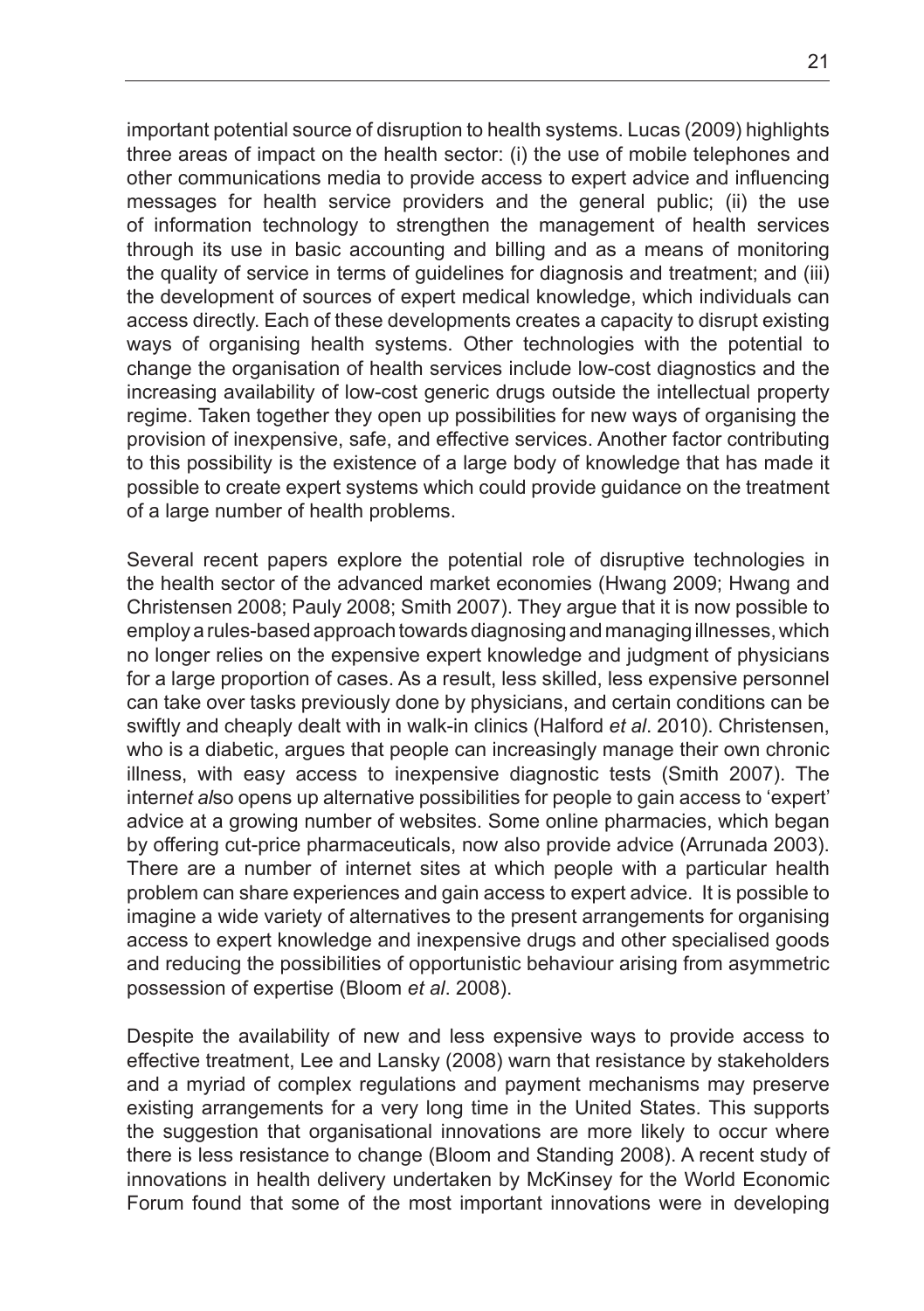important potential source of disruption to health systems. Lucas (2009) highlights three areas of impact on the health sector: (i) the use of mobile telephones and other communications media to provide access to expert advice and influencing messages for health service providers and the general public; (ii) the use of information technology to strengthen the management of health services through its use in basic accounting and billing and as a means of monitoring the quality of service in terms of guidelines for diagnosis and treatment; and (iii) the development of sources of expert medical knowledge, which individuals can access directly. Each of these developments creates a capacity to disrupt existing ways of organising health systems. Other technologies with the potential to change the organisation of health services include low-cost diagnostics and the increasing availability of low-cost generic drugs outside the intellectual property regime. Taken together they open up possibilities for new ways of organising the provision of inexpensive, safe, and effective services. Another factor contributing to this possibility is the existence of a large body of knowledge that has made it possible to create expert systems which could provide guidance on the treatment of a large number of health problems.

Several recent papers explore the potential role of disruptive technologies in the health sector of the advanced market economies (Hwang 2009; Hwang and Christensen 2008; Pauly 2008; Smith 2007). They argue that it is now possible to employ a rules-based approach towards diagnosing and managing illnesses, which no longer relies on the expensive expert knowledge and judgment of physicians for a large proportion of cases. As a result, less skilled, less expensive personnel can take over tasks previously done by physicians, and certain conditions can be swiftly and cheaply dealt with in walk-in clinics (Halford *et al*. 2010). Christensen, who is a diabetic, argues that people can increasingly manage their own chronic illness, with easy access to inexpensive diagnostic tests (Smith 2007). The intern*et al*so opens up alternative possibilities for people to gain access to 'expert' advice at a growing number of websites. Some online pharmacies, which began by offering cut-price pharmaceuticals, now also provide advice (Arrunada 2003). There are a number of internet sites at which people with a particular health problem can share experiences and gain access to expert advice. It is possible to imagine a wide variety of alternatives to the present arrangements for organising access to expert knowledge and inexpensive drugs and other specialised goods and reducing the possibilities of opportunistic behaviour arising from asymmetric possession of expertise (Bloom *et al*. 2008).

Despite the availability of new and less expensive ways to provide access to effective treatment, Lee and Lansky (2008) warn that resistance by stakeholders and a myriad of complex regulations and payment mechanisms may preserve existing arrangements for a very long time in the United States. This supports the suggestion that organisational innovations are more likely to occur where there is less resistance to change (Bloom and Standing 2008). A recent study of innovations in health delivery undertaken by McKinsey for the World Economic Forum found that some of the most important innovations were in developing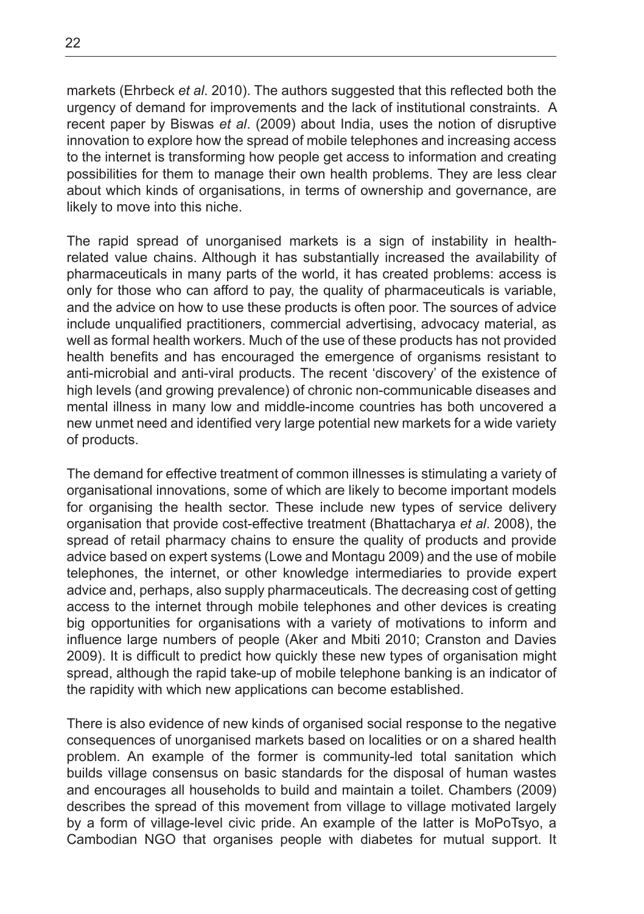markets (Ehrbeck *et al*. 2010). The authors suggested that this reflected both the urgency of demand for improvements and the lack of institutional constraints. A recent paper by Biswas *et al*. (2009) about India, uses the notion of disruptive innovation to explore how the spread of mobile telephones and increasing access to the internet is transforming how people get access to information and creating possibilities for them to manage their own health problems. They are less clear about which kinds of organisations, in terms of ownership and governance, are likely to move into this niche.

The rapid spread of unorganised markets is a sign of instability in health-related value chains. Although it has substantially increased the availability of pharmaceuticals in many parts of the world, it has created problems: access is only for those who can afford to pay, the quality of pharmaceuticals is variable, and the advice on how to use these products is often poor. The sources of advice include unqualified practitioners, commercial advertising, advocacy material, as well as formal health workers. Much of the use of these products has not provided health benefits and has encouraged the emergence of organisms resistant to anti-microbial and anti-viral products. The recent 'discovery' of the existence of high levels (and growing prevalence) of chronic non-communicable diseases and mental illness in many low and middle-income countries has both uncovered a new unmet need and identified very large potential new markets for a wide variety of products.

The demand for effective treatment of common illnesses is stimulating a variety of organisational innovations, some of which are likely to become important models for organising the health sector. These include new types of service delivery organisation that provide cost-effective treatment (Bhattacharya *et al*. 2008), the spread of retail pharmacy chains to ensure the quality of products and provide advice based on expert systems (Lowe and Montagu 2009) and the use of mobile telephones, the internet, or other knowledge intermediaries to provide expert advice and, perhaps, also supply pharmaceuticals. The decreasing cost of getting access to the internet through mobile telephones and other devices is creating big opportunities for organisations with a variety of motivations to inform and influence large numbers of people (Aker and Mbiti 2010; Cranston and Davies 2009). It is difficult to predict how quickly these new types of organisation might spread, although the rapid take-up of mobile telephone banking is an indicator of the rapidity with which new applications can become established.

There is also evidence of new kinds of organised social response to the negative consequences of unorganised markets based on localities or on a shared health problem. An example of the former is community-led total sanitation which builds village consensus on basic standards for the disposal of human wastes and encourages all households to build and maintain a toilet. Chambers (2009) describes the spread of this movement from village to village motivated largely by a form of village-level civic pride. An example of the latter is MoPoTsyo, a Cambodian NGO that organises people with diabetes for mutual support. It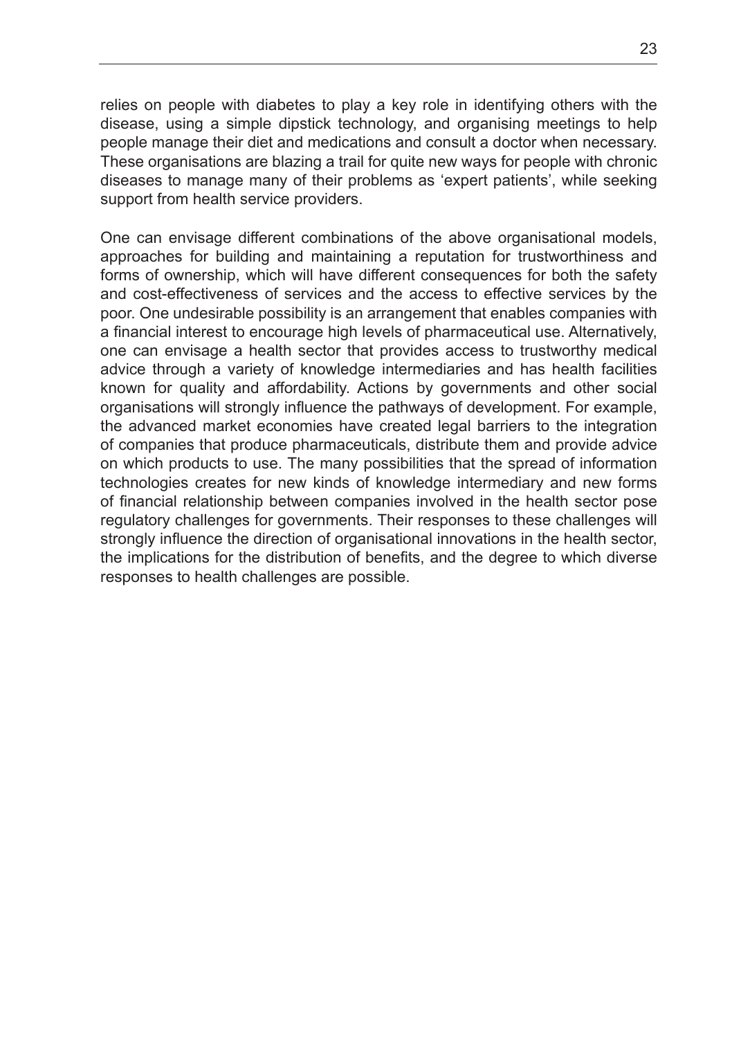relies on people with diabetes to play a key role in identifying others with the disease, using a simple dipstick technology, and organising meetings to help people manage their diet and medications and consult a doctor when necessary. These organisations are blazing a trail for quite new ways for people with chronic diseases to manage many of their problems as 'expert patients', while seeking support from health service providers.

One can envisage different combinations of the above organisational models, approaches for building and maintaining a reputation for trustworthiness and forms of ownership, which will have different consequences for both the safety and cost-effectiveness of services and the access to effective services by the poor. One undesirable possibility is an arrangement that enables companies with a financial interest to encourage high levels of pharmaceutical use. Alternatively, one can envisage a health sector that provides access to trustworthy medical advice through a variety of knowledge intermediaries and has health facilities known for quality and affordability. Actions by governments and other social organisations will strongly influence the pathways of development. For example, the advanced market economies have created legal barriers to the integration of companies that produce pharmaceuticals, distribute them and provide advice on which products to use. The many possibilities that the spread of information technologies creates for new kinds of knowledge intermediary and new forms of financial relationship between companies involved in the health sector pose regulatory challenges for governments. Their responses to these challenges will strongly influence the direction of organisational innovations in the health sector, the implications for the distribution of benefits, and the degree to which diverse responses to health challenges are possible.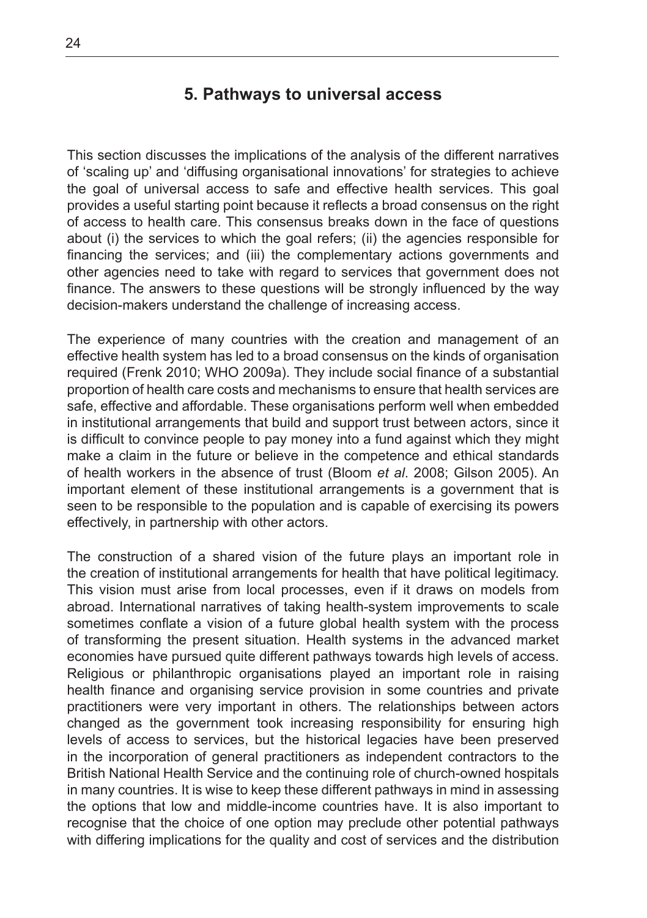## 5. Pathways to universal access

This section discusses the implications of the analysis of the different narratives of 'scaling up' and 'diffusing organisational innovations' for strategies to achieve the goal of universal access to safe and effective health services. This goal provides a useful starting point because it reflects a broad consensus on the right of access to health care. This consensus breaks down in the face of questions about (i) the services to which the goal refers; (ii) the agencies responsible for financing the services; and (iii) the complementary actions governments and other agencies need to take with regard to services that government does not finance. The answers to these questions will be strongly influenced by the way decision-makers understand the challenge of increasing access.

The experience of many countries with the creation and management of an effective health system has led to a broad consensus on the kinds of organisation required (Frenk 2010; WHO 2009a). They include social finance of a substantial proportion of health care costs and mechanisms to ensure that health services are safe, effective and affordable. These organisations perform well when embedded in institutional arrangements that build and support trust between actors, since it is difficult to convince people to pay money into a fund against which they might make a claim in the future or believe in the competence and ethical standards of health workers in the absence of trust (Bloom *et al*. 2008; Gilson 2005). An important element of these institutional arrangements is a government that is seen to be responsible to the population and is capable of exercising its powers effectively, in partnership with other actors.

The construction of a shared vision of the future plays an important role in the creation of institutional arrangements for health that have political legitimacy. This vision must arise from local processes, even if it draws on models from abroad. International narratives of taking health-system improvements to scale sometimes conflate a vision of a future global health system with the process of transforming the present situation. Health systems in the advanced market economies have pursued quite different pathways towards high levels of access. Religious or philanthropic organisations played an important role in raising health finance and organising service provision in some countries and private practitioners were very important in others. The relationships between actors changed as the government took increasing responsibility for ensuring high levels of access to services, but the historical legacies have been preserved in the incorporation of general practitioners as independent contractors to the British National Health Service and the continuing role of church-owned hospitals in many countries. It is wise to keep these different pathways in mind in assessing the options that low and middle-income countries have. It is also important to recognise that the choice of one option may preclude other potential pathways with differing implications for the quality and cost of services and the distribution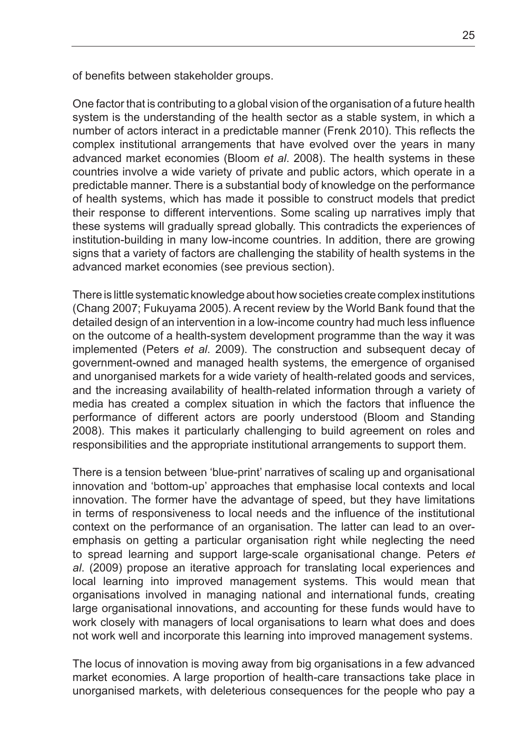of benefits between stakeholder groups.

One factor that is contributing to a global vision of the organisation of a future health system is the understanding of the health sector as a stable system, in which a number of actors interact in a predictable manner (Frenk 2010). This reflects the complex institutional arrangements that have evolved over the years in many advanced market economies (Bloom *et al*. 2008). The health systems in these countries involve a wide variety of private and public actors, which operate in a predictable manner. There is a substantial body of knowledge on the performance of health systems, which has made it possible to construct models that predict their response to different interventions. Some scaling up narratives imply that these systems will gradually spread globally. This contradicts the experiences of institution-building in many low-income countries. In addition, there are growing signs that a variety of factors are challenging the stability of health systems in the advanced market economies (see previous section).

There is little systematic knowledge about how societies create complex institutions (Chang 2007; Fukuyama 2005). A recent review by the World Bank found that the detailed design of an intervention in a low-income country had much less influence on the outcome of a health-system development programme than the way it was implemented (Peters *et al*. 2009). The construction and subsequent decay of government-owned and managed health systems, the emergence of organised and unorganised markets for a wide variety of health-related goods and services, and the increasing availability of health-related information through a variety of media has created a complex situation in which the factors that influence the performance of different actors are poorly understood (Bloom and Standing 2008). This makes it particularly challenging to build agreement on roles and responsibilities and the appropriate institutional arrangements to support them.

There is a tension between 'blue-print' narratives of scaling up and organisational innovation and 'bottom-up' approaches that emphasise local contexts and local innovation. The former have the advantage of speed, but they have limitations in terms of responsiveness to local needs and the influence of the institutional context on the performance of an organisation. The latter can lead to an over-emphasis on getting a particular organisation right while neglecting the need to spread learning and support large-scale organisational change. Peters *et al*. (2009) propose an iterative approach for translating local experiences and local learning into improved management systems. This would mean that organisations involved in managing national and international funds, creating large organisational innovations, and accounting for these funds would have to work closely with managers of local organisations to learn what does and does not work well and incorporate this learning into improved management systems.

The locus of innovation is moving away from big organisations in a few advanced market economies. A large proportion of health-care transactions take place in unorganised markets, with deleterious consequences for the people who pay a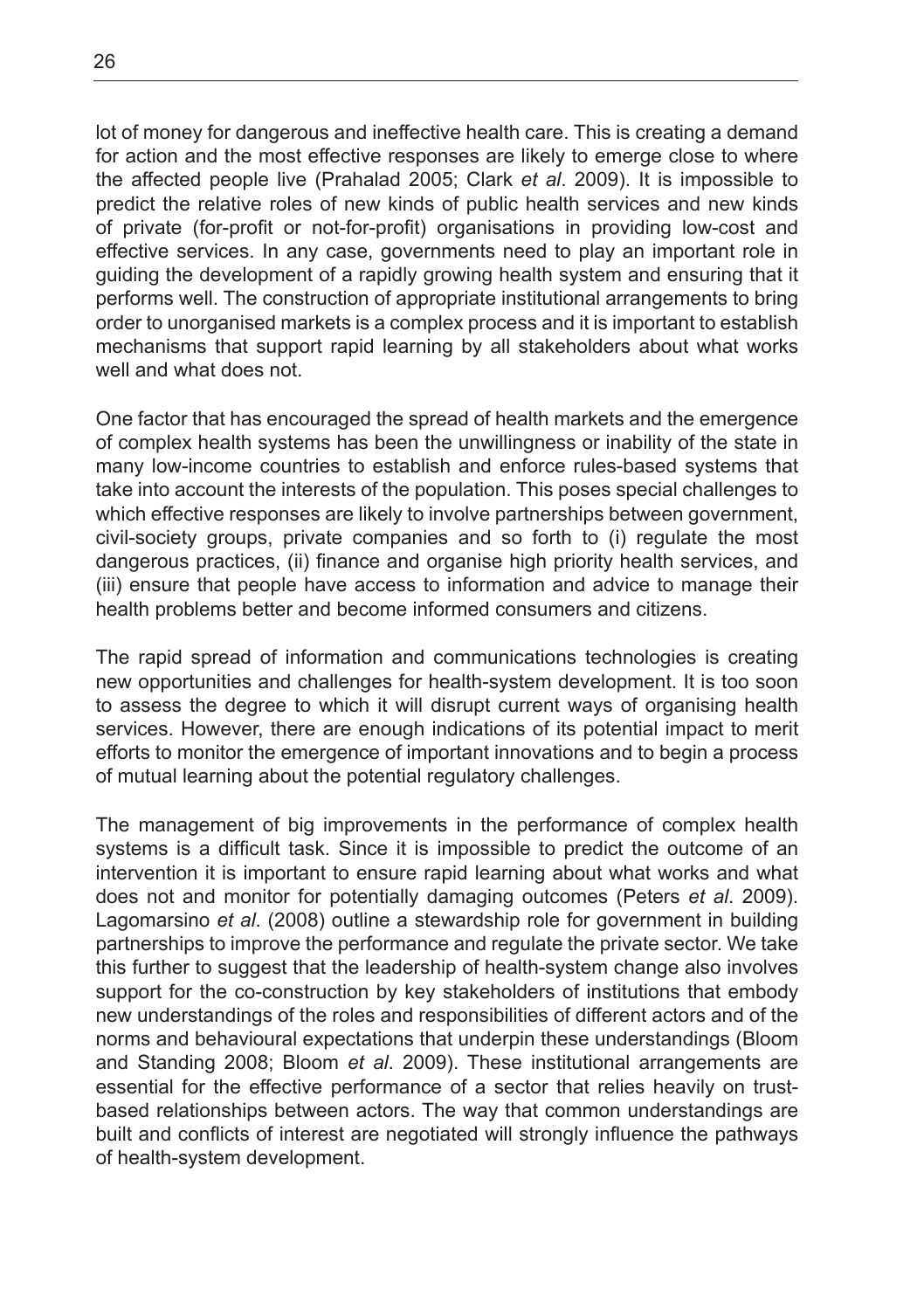lot of money for dangerous and ineffective health care. This is creating a demand for action and the most effective responses are likely to emerge close to where the affected people live (Prahalad 2005; Clark *et al*. 2009). It is impossible to predict the relative roles of new kinds of public health services and new kinds of private (for-profit or not-for-profit) organisations in providing low-cost and effective services. In any case, governments need to play an important role in guiding the development of a rapidly growing health system and ensuring that it performs well. The construction of appropriate institutional arrangements to bring order to unorganised markets is a complex process and it is important to establish mechanisms that support rapid learning by all stakeholders about what works well and what does not.

One factor that has encouraged the spread of health markets and the emergence of complex health systems has been the unwillingness or inability of the state in many low-income countries to establish and enforce rules-based systems that take into account the interests of the population. This poses special challenges to which effective responses are likely to involve partnerships between government, civil-society groups, private companies and so forth to (i) regulate the most dangerous practices, (ii) finance and organise high priority health services, and (iii) ensure that people have access to information and advice to manage their health problems better and become informed consumers and citizens.

The rapid spread of information and communications technologies is creating new opportunities and challenges for health-system development. It is too soon to assess the degree to which it will disrupt current ways of organising health services. However, there are enough indications of its potential impact to merit efforts to monitor the emergence of important innovations and to begin a process of mutual learning about the potential regulatory challenges.

The management of big improvements in the performance of complex health systems is a difficult task. Since it is impossible to predict the outcome of an intervention it is important to ensure rapid learning about what works and what does not and monitor for potentially damaging outcomes (Peters *et al*. 2009). Lagomarsino *et al*. (2008) outline a stewardship role for government in building partnerships to improve the performance and regulate the private sector. We take this further to suggest that the leadership of health-system change also involves support for the co-construction by key stakeholders of institutions that embody new understandings of the roles and responsibilities of different actors and of the norms and behavioural expectations that underpin these understandings (Bloom and Standing 2008; Bloom *et al*. 2009). These institutional arrangements are essential for the effective performance of a sector that relies heavily on trust-based relationships between actors. The way that common understandings are built and conflicts of interest are negotiated will strongly influence the pathways of health-system development.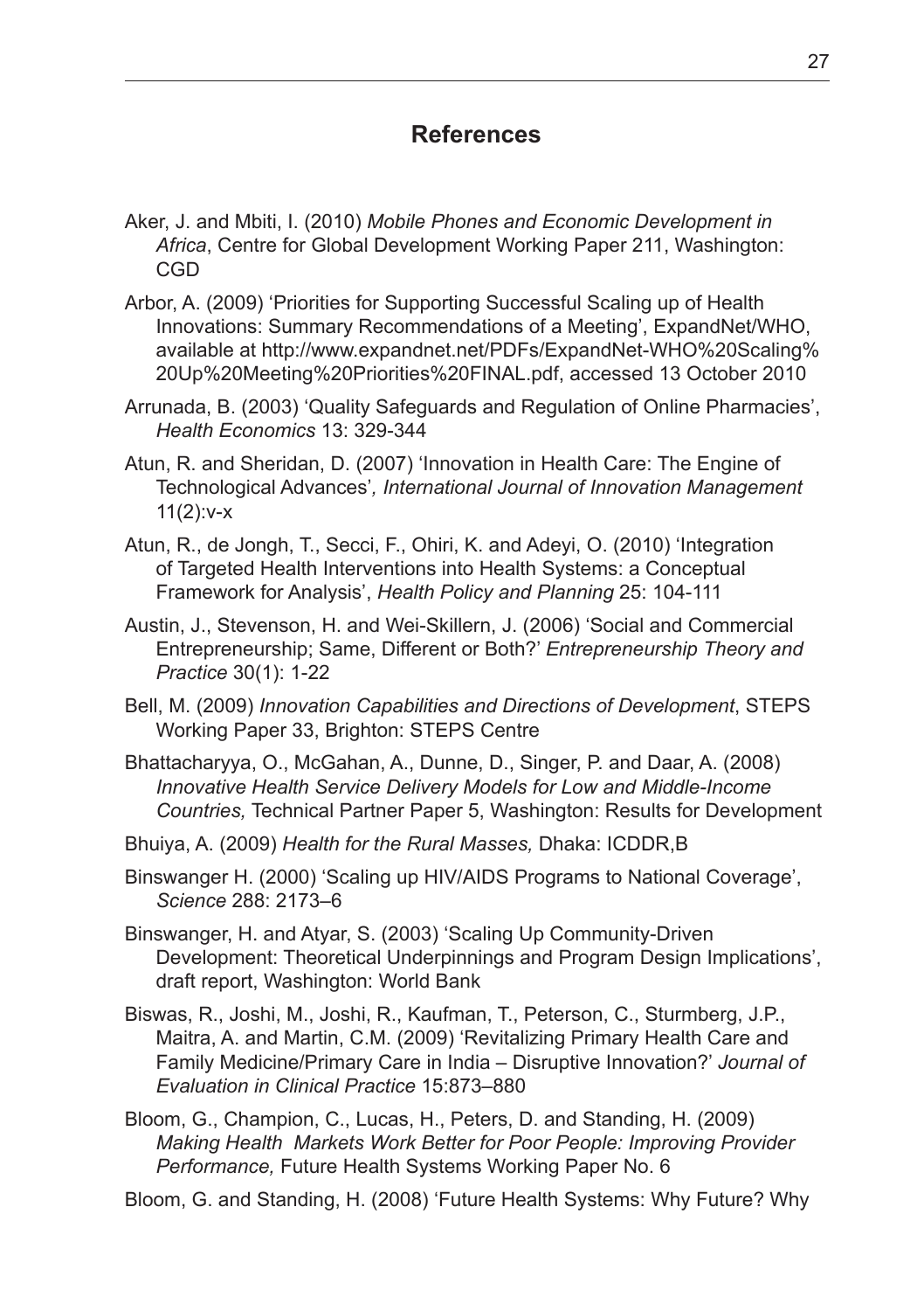## References

Aker, J. and Mbiti, I. (2010) *Mobile Phones and Economic Development in Africa*, Centre for Global Development Working Paper 211, Washington: CGD

Arbor, A. (2009) 'Priorities for Supporting Successful Scaling up of Health Innovations: Summary Recommendations of a Meeting', ExpandNet/WHO, available at http://www.expandnet.net/PDFs/ExpandNet-WHO%20Scaling%20Up%20Meeting%20Priorities%20FINAL.pdf, accessed 13 October 2010

Arrunada, B. (2003) 'Quality Safeguards and Regulation of Online Pharmacies', *Health Economics* 13: 329-344

Atun, R. and Sheridan, D. (2007) 'Innovation in Health Care: The Engine of Technological Advances'*, International Journal of Innovation Management* 11(2):v-x

Atun, R., de Jongh, T., Secci, F., Ohiri, K. and Adeyi, O. (2010) 'Integration of Targeted Health Interventions into Health Systems: a Conceptual Framework for Analysis', *Health Policy and Planning* 25: 104-111

Austin, J., Stevenson, H. and Wei-Skillern, J. (2006) 'Social and Commercial Entrepreneurship; Same, Different or Both?' *Entrepreneurship Theory and Practice* 30(1): 1-22

Bell, M. (2009) *Innovation Capabilities and Directions of Development*, STEPS Working Paper 33, Brighton: STEPS Centre

Bhattacharyya, O., McGahan, A., Dunne, D., Singer, P. and Daar, A. (2008) *Innovative Health Service Delivery Models for Low and Middle-Income Countries,* Technical Partner Paper 5, Washington: Results for Development

Bhuiya, A. (2009) *Health for the Rural Masses,* Dhaka: ICDDR,B

Binswanger H. (2000) 'Scaling up HIV/AIDS Programs to National Coverage', *Science* 288: 2173–6

Binswanger, H. and Atyar, S. (2003) 'Scaling Up Community-Driven Development: Theoretical Underpinnings and Program Design Implications', draft report, Washington: World Bank

Biswas, R., Joshi, M., Joshi, R., Kaufman, T., Peterson, C., Sturmberg, J.P., Maitra, A. and Martin, C.M. (2009) 'Revitalizing Primary Health Care and Family Medicine/Primary Care in India – Disruptive Innovation?' *Journal of Evaluation in Clinical Practice* 15:873–880

Bloom, G., Champion, C., Lucas, H., Peters, D. and Standing, H. (2009) *Making Health Markets Work Better for Poor People: Improving Provider Performance,* Future Health Systems Working Paper No. 6

Bloom, G. and Standing, H. (2008) 'Future Health Systems: Why Future? Why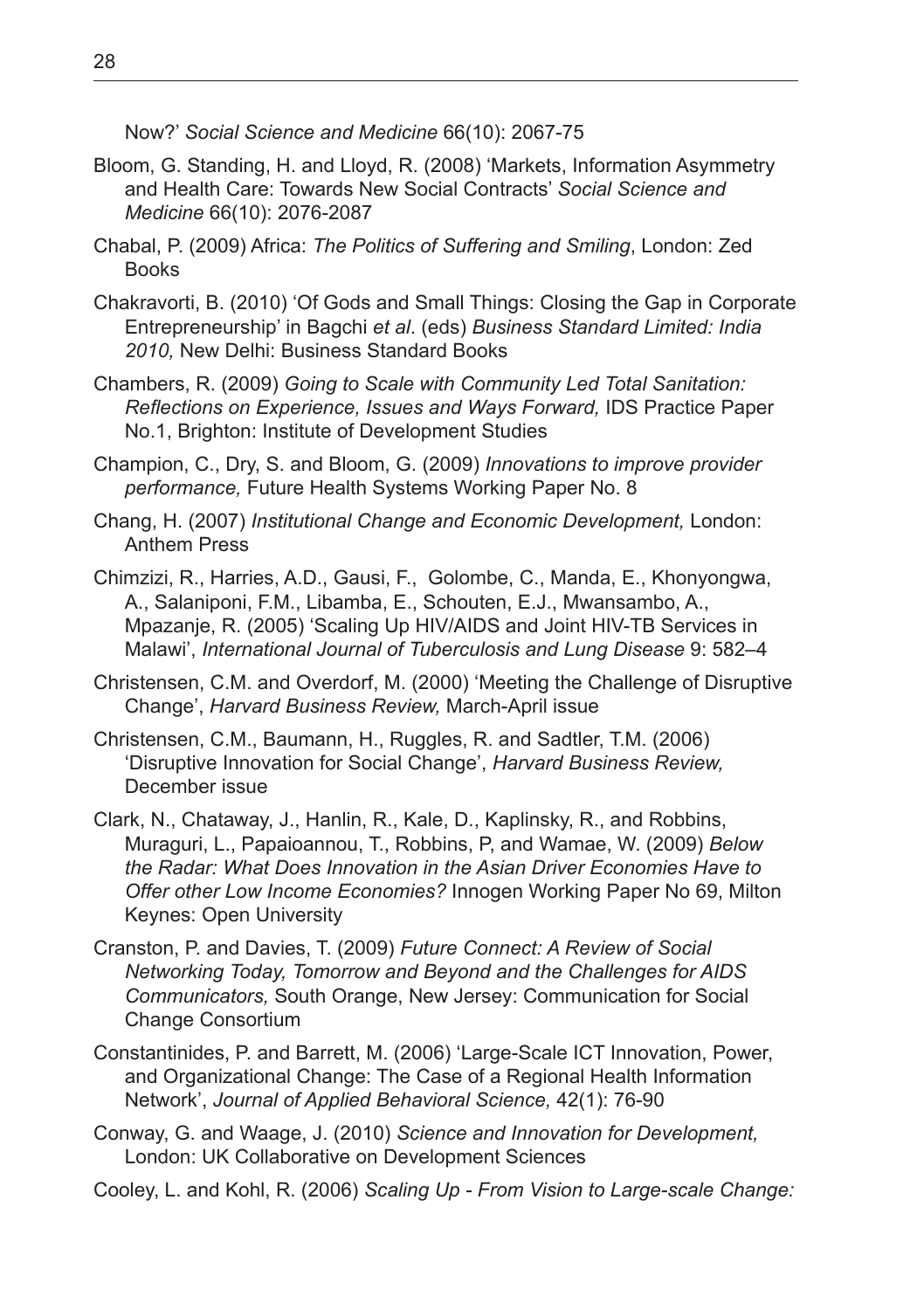Now?' *Social Science and Medicine* 66(10): 2067-75

Bloom, G. Standing, H. and Lloyd, R. (2008) 'Markets, Information Asymmetry and Health Care: Towards New Social Contracts' *Social Science and Medicine* 66(10): 2076-2087

Chabal, P. (2009) Africa: *The Politics of Suffering and Smiling*, London: Zed Books

Chakravorti, B. (2010) 'Of Gods and Small Things: Closing the Gap in Corporate Entrepreneurship' in Bagchi *et al*. (eds) *Business Standard Limited: India 2010,* New Delhi: Business Standard Books

Chambers, R. (2009) *Going to Scale with Community Led Total Sanitation: Reflections on Experience, Issues and Ways Forward,* IDS Practice Paper No.1, Brighton: Institute of Development Studies

Champion, C., Dry, S. and Bloom, G. (2009) *Innovations to improve provider performance,* Future Health Systems Working Paper No. 8

Chang, H. (2007) *Institutional Change and Economic Development,* London: Anthem Press

Chimzizi, R., Harries, A.D., Gausi, F., Golombe, C., Manda, E., Khonyongwa, A., Salaniponi, F.M., Libamba, E., Schouten, E.J., Mwansambo, A., Mpazanje, R. (2005) 'Scaling Up HIV/AIDS and Joint HIV-TB Services in Malawi', *International Journal of Tuberculosis and Lung Disease* 9: 582–4

Christensen, C.M. and Overdorf, M. (2000) 'Meeting the Challenge of Disruptive Change', *Harvard Business Review,* March-April issue

Christensen, C.M., Baumann, H., Ruggles, R. and Sadtler, T.M. (2006) 'Disruptive Innovation for Social Change', *Harvard Business Review,* December issue

Clark, N., Chataway, J., Hanlin, R., Kale, D., Kaplinsky, R., and Robbins, Muraguri, L., Papaioannou, T., Robbins, P, and Wamae, W. (2009) *Below the Radar: What Does Innovation in the Asian Driver Economies Have to Offer other Low Income Economies?* Innogen Working Paper No 69, Milton Keynes: Open University

Cranston, P. and Davies, T. (2009) *Future Connect: A Review of Social Networking Today, Tomorrow and Beyond and the Challenges for AIDS Communicators,* South Orange, New Jersey: Communication for Social Change Consortium

Constantinides, P. and Barrett, M. (2006) 'Large-Scale ICT Innovation, Power, and Organizational Change: The Case of a Regional Health Information Network', *Journal of Applied Behavioral Science,* 42(1): 76-90

Conway, G. and Waage, J. (2010) *Science and Innovation for Development,* London: UK Collaborative on Development Sciences

Cooley, L. and Kohl, R. (2006) *Scaling Up - From Vision to Large-scale Change:*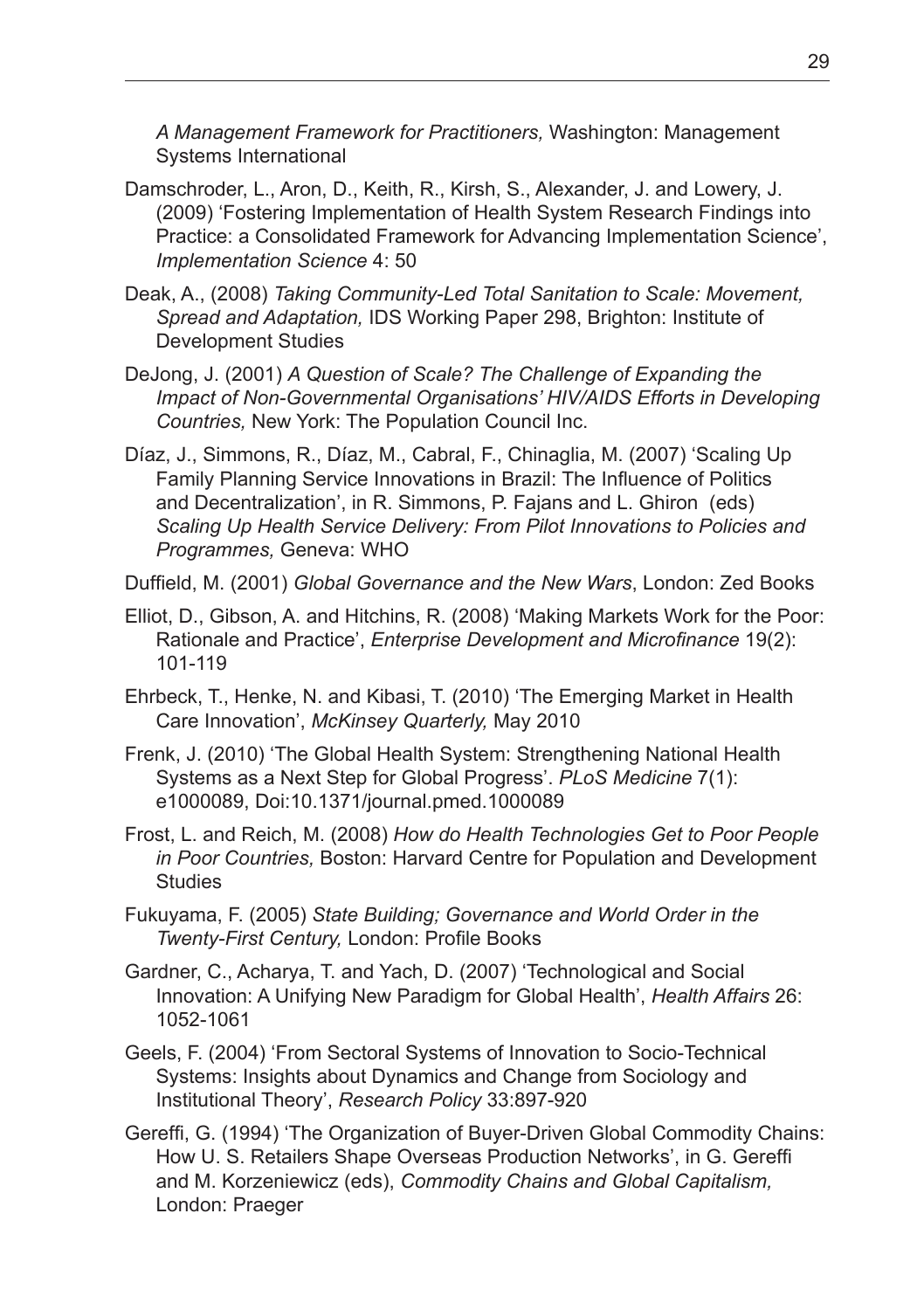*A Management Framework for Practitioners,* Washington: Management Systems International

Damschroder, L., Aron, D., Keith, R., Kirsh, S., Alexander, J. and Lowery, J. (2009) 'Fostering Implementation of Health System Research Findings into Practice: a Consolidated Framework for Advancing Implementation Science', *Implementation Science* 4: 50

Deak, A., (2008) *Taking Community-Led Total Sanitation to Scale: Movement, Spread and Adaptation,* IDS Working Paper 298, Brighton: Institute of Development Studies

DeJong, J. (2001) *A Question of Scale? The Challenge of Expanding the Impact of Non-Governmental Organisations' HIV/AIDS Efforts in Developing Countries,* New York: The Population Council Inc.

Díaz, J., Simmons, R., Díaz, M., Cabral, F., Chinaglia, M. (2007) 'Scaling Up Family Planning Service Innovations in Brazil: The Influence of Politics and Decentralization', in R. Simmons, P. Fajans and L. Ghiron (eds) *Scaling Up Health Service Delivery: From Pilot Innovations to Policies and Programmes,* Geneva: WHO

Duffield, M. (2001) *Global Governance and the New Wars*, London: Zed Books

Elliot, D., Gibson, A. and Hitchins, R. (2008) 'Making Markets Work for the Poor: Rationale and Practice', *Enterprise Development and Microfinance* 19(2): 101-119

Ehrbeck, T., Henke, N. and Kibasi, T. (2010) 'The Emerging Market in Health Care Innovation', *McKinsey Quarterly,* May 2010

Frenk, J. (2010) 'The Global Health System: Strengthening National Health Systems as a Next Step for Global Progress'. *PLoS Medicine* 7(1): e1000089, Doi:10.1371/journal.pmed.1000089

Frost, L. and Reich, M. (2008) *How do Health Technologies Get to Poor People in Poor Countries,* Boston: Harvard Centre for Population and Development Studies

Fukuyama, F. (2005) *State Building; Governance and World Order in the Twenty-First Century,* London: Profile Books

Gardner, C., Acharya, T. and Yach, D. (2007) 'Technological and Social Innovation: A Unifying New Paradigm for Global Health', *Health Affairs* 26: 1052-1061

Geels, F. (2004) 'From Sectoral Systems of Innovation to Socio-Technical Systems: Insights about Dynamics and Change from Sociology and Institutional Theory', *Research Policy* 33:897-920

Gereffi, G. (1994) 'The Organization of Buyer-Driven Global Commodity Chains: How U. S. Retailers Shape Overseas Production Networks', in G. Gereffi and M. Korzeniewicz (eds), *Commodity Chains and Global Capitalism,* London: Praeger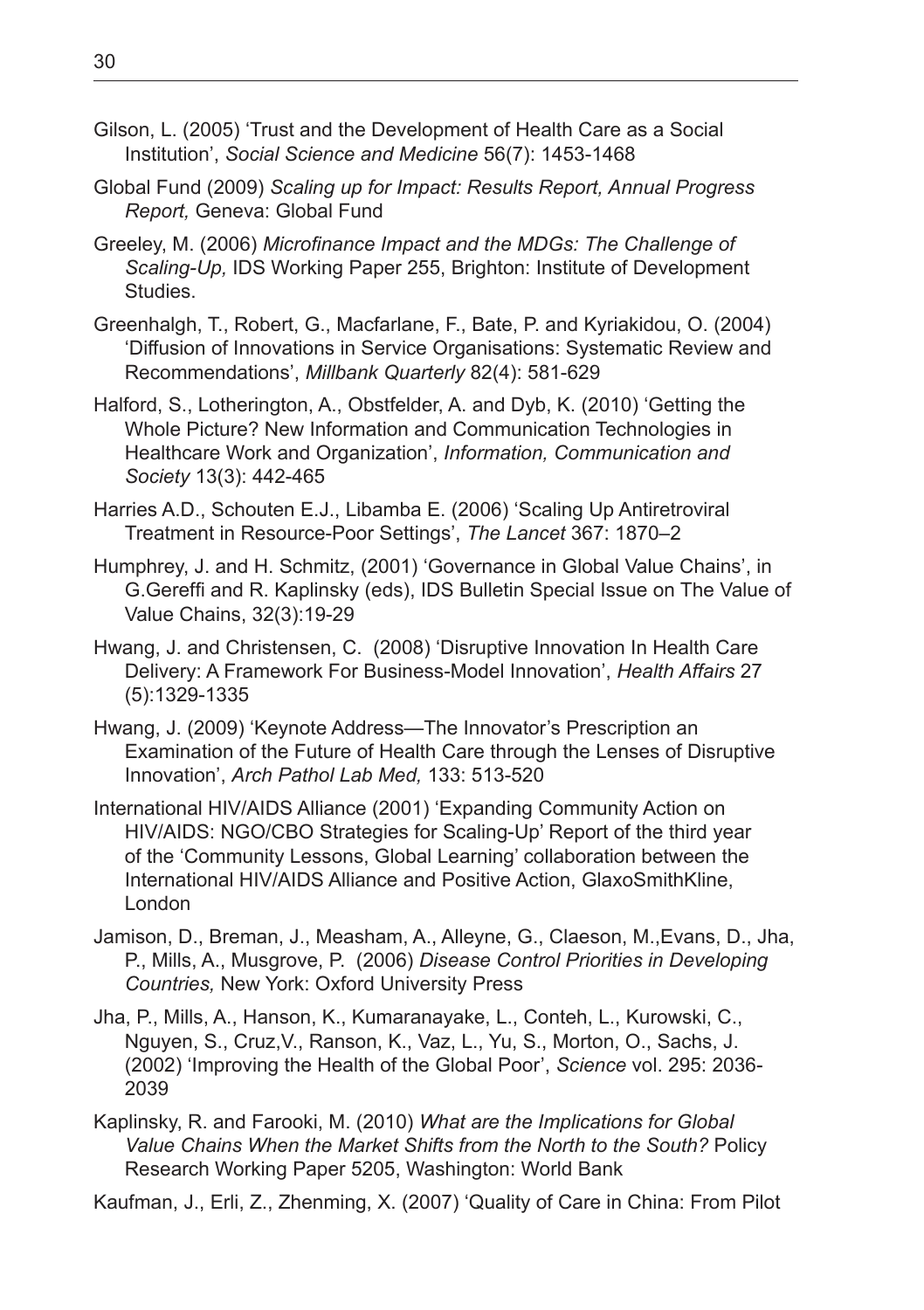Gilson, L. (2005) 'Trust and the Development of Health Care as a Social Institution', *Social Science and Medicine* 56(7): 1453-1468

Global Fund (2009) *Scaling up for Impact: Results Report, Annual Progress Report,* Geneva: Global Fund

Greeley, M. (2006) *Microfinance Impact and the MDGs: The Challenge of Scaling-Up,* IDS Working Paper 255, Brighton: Institute of Development Studies.

Greenhalgh, T., Robert, G., Macfarlane, F., Bate, P. and Kyriakidou, O. (2004) 'Diffusion of Innovations in Service Organisations: Systematic Review and Recommendations', *Millbank Quarterly* 82(4): 581-629

Halford, S., Lotherington, A., Obstfelder, A. and Dyb, K. (2010) 'Getting the Whole Picture? New Information and Communication Technologies in Healthcare Work and Organization', *Information, Communication and Society* 13(3): 442-465

Harries A.D., Schouten E.J., Libamba E. (2006) 'Scaling Up Antiretroviral Treatment in Resource-Poor Settings', *The Lancet* 367: 1870–2

Humphrey, J. and H. Schmitz, (2001) 'Governance in Global Value Chains', in G.Gereffi and R. Kaplinsky (eds), IDS Bulletin Special Issue on The Value of Value Chains, 32(3):19-29

Hwang, J. and Christensen, C. (2008) 'Disruptive Innovation In Health Care Delivery: A Framework For Business-Model Innovation', *Health Affairs* 27 (5):1329-1335

Hwang, J. (2009) 'Keynote Address—The Innovator's Prescription an Examination of the Future of Health Care through the Lenses of Disruptive Innovation', *Arch Pathol Lab Med,* 133: 513-520

International HIV/AIDS Alliance (2001) 'Expanding Community Action on HIV/AIDS: NGO/CBO Strategies for Scaling-Up' Report of the third year of the 'Community Lessons, Global Learning' collaboration between the International HIV/AIDS Alliance and Positive Action, GlaxoSmithKline, London

Jamison, D., Breman, J., Measham, A., Alleyne, G., Claeson, M.,Evans, D., Jha, P., Mills, A., Musgrove, P. (2006) *Disease Control Priorities in Developing Countries,* New York: Oxford University Press

Jha, P., Mills, A., Hanson, K., Kumaranayake, L., Conteh, L., Kurowski, C., Nguyen, S., Cruz,V., Ranson, K., Vaz, L., Yu, S., Morton, O., Sachs, J. (2002) 'Improving the Health of the Global Poor', *Science* vol. 295: 2036-2039

Kaplinsky, R. and Farooki, M. (2010) *What are the Implications for Global Value Chains When the Market Shifts from the North to the South?* Policy Research Working Paper 5205, Washington: World Bank

Kaufman, J., Erli, Z., Zhenming, X. (2007) 'Quality of Care in China: From Pilot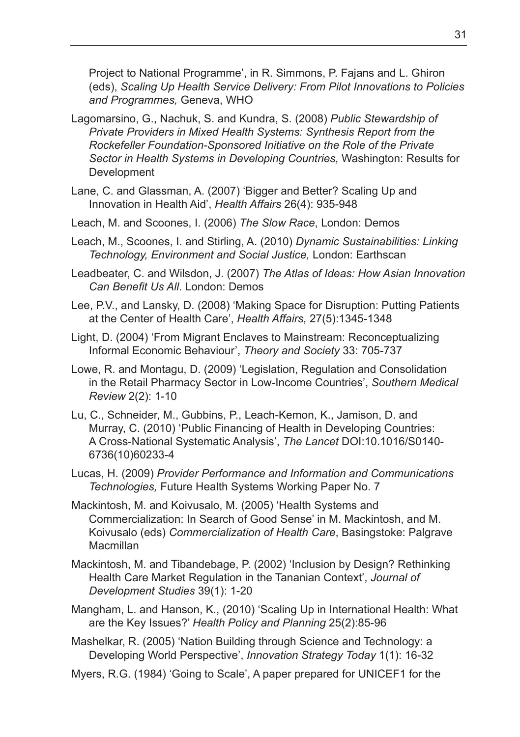Project to National Programme', in R. Simmons, P. Fajans and L. Ghiron (eds), *Scaling Up Health Service Delivery: From Pilot Innovations to Policies and Programmes,* Geneva, WHO

Lagomarsino, G., Nachuk, S. and Kundra, S. (2008) *Public Stewardship of Private Providers in Mixed Health Systems: Synthesis Report from the Rockefeller Foundation-Sponsored Initiative on the Role of the Private Sector in Health Systems in Developing Countries,* Washington: Results for Development

Lane, C. and Glassman, A. (2007) 'Bigger and Better? Scaling Up and Innovation in Health Aid', *Health Affairs* 26(4): 935-948

Leach, M. and Scoones, I. (2006) *The Slow Race*, London: Demos

Leach, M., Scoones, I. and Stirling, A. (2010) *Dynamic Sustainabilities: Linking Technology, Environment and Social Justice,* London: Earthscan

Leadbeater, C. and Wilsdon, J. (2007) *The Atlas of Ideas: How Asian Innovation Can Benefit Us All*. London: Demos

Lee, P.V., and Lansky, D. (2008) 'Making Space for Disruption: Putting Patients at the Center of Health Care', *Health Affairs,* 27(5):1345-1348

Light, D. (2004) 'From Migrant Enclaves to Mainstream: Reconceptualizing Informal Economic Behaviour', *Theory and Society* 33: 705-737

Lowe, R. and Montagu, D. (2009) 'Legislation, Regulation and Consolidation in the Retail Pharmacy Sector in Low-Income Countries', *Southern Medical Review* 2(2): 1-10

Lu, C., Schneider, M., Gubbins, P., Leach-Kemon, K., Jamison, D. and Murray, C. (2010) 'Public Financing of Health in Developing Countries: A Cross-National Systematic Analysis', *The Lancet* DOI:10.1016/S0140-6736(10)60233-4

Lucas, H. (2009) *Provider Performance and Information and Communications Technologies,* Future Health Systems Working Paper No. 7

Mackintosh, M. and Koivusalo, M. (2005) 'Health Systems and Commercialization: In Search of Good Sense' in M. Mackintosh, and M. Koivusalo (eds) *Commercialization of Health Care*, Basingstoke: Palgrave Macmillan

Mackintosh, M. and Tibandebage, P. (2002) 'Inclusion by Design? Rethinking Health Care Market Regulation in the Tananian Context', *Journal of Development Studies* 39(1): 1-20

Mangham, L. and Hanson, K., (2010) 'Scaling Up in International Health: What are the Key Issues?' *Health Policy and Planning* 25(2):85-96

Mashelkar, R. (2005) 'Nation Building through Science and Technology: a Developing World Perspective', *Innovation Strategy Today* 1(1): 16-32

Myers, R.G. (1984) 'Going to Scale', A paper prepared for UNICEF1 for the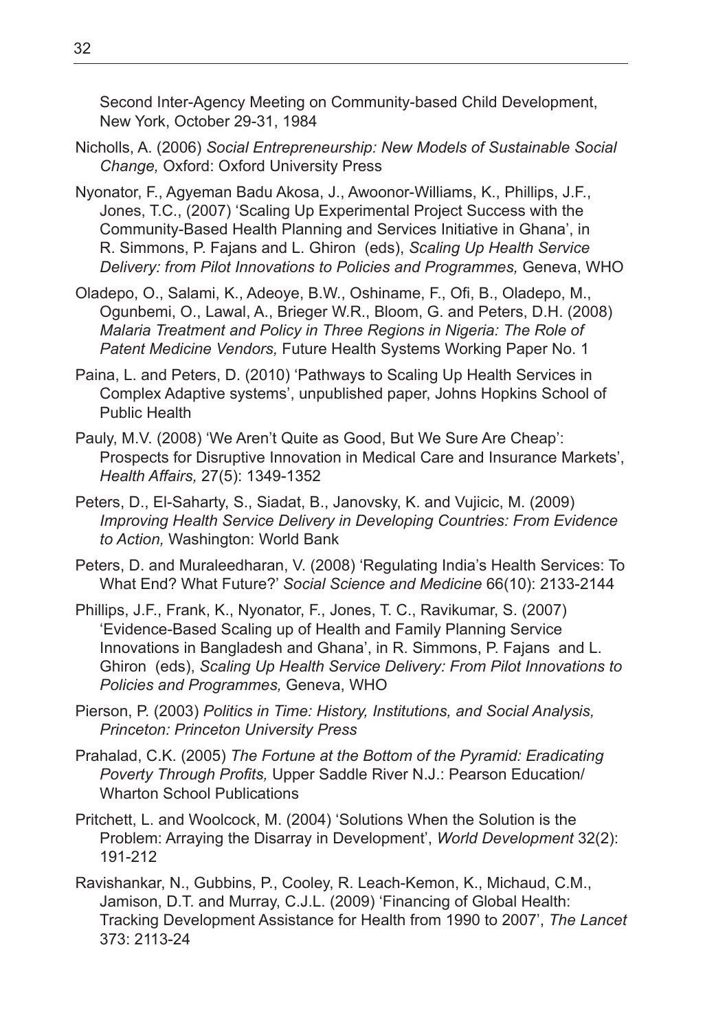Second Inter-Agency Meeting on Community-based Child Development, New York, October 29-31, 1984

Nicholls, A. (2006) *Social Entrepreneurship: New Models of Sustainable Social Change,* Oxford: Oxford University Press

Nyonator, F., Agyeman Badu Akosa, J., Awoonor-Williams, K., Phillips, J.F., Jones, T.C., (2007) 'Scaling Up Experimental Project Success with the Community-Based Health Planning and Services Initiative in Ghana', in R. Simmons, P. Fajans and L. Ghiron (eds), *Scaling Up Health Service Delivery: from Pilot Innovations to Policies and Programmes,* Geneva, WHO

Oladepo, O., Salami, K., Adeoye, B.W., Oshiname, F., Ofi, B., Oladepo, M., Ogunbemi, O., Lawal, A., Brieger W.R., Bloom, G. and Peters, D.H. (2008) *Malaria Treatment and Policy in Three Regions in Nigeria: The Role of Patent Medicine Vendors,* Future Health Systems Working Paper No. 1

Paina, L. and Peters, D. (2010) 'Pathways to Scaling Up Health Services in Complex Adaptive systems', unpublished paper, Johns Hopkins School of Public Health

Pauly, M.V. (2008) 'We Aren't Quite as Good, But We Sure Are Cheap': Prospects for Disruptive Innovation in Medical Care and Insurance Markets', *Health Affairs,* 27(5): 1349-1352

Peters, D., El-Saharty, S., Siadat, B., Janovsky, K. and Vujicic, M. (2009) *Improving Health Service Delivery in Developing Countries: From Evidence to Action,* Washington: World Bank

Peters, D. and Muraleedharan, V. (2008) 'Regulating India's Health Services: To What End? What Future?' *Social Science and Medicine* 66(10): 2133-2144

Phillips, J.F., Frank, K., Nyonator, F., Jones, T. C., Ravikumar, S. (2007) 'Evidence-Based Scaling up of Health and Family Planning Service Innovations in Bangladesh and Ghana', in R. Simmons, P. Fajans and L. Ghiron (eds), *Scaling Up Health Service Delivery: From Pilot Innovations to Policies and Programmes,* Geneva, WHO

Pierson, P. (2003) *Politics in Time: History, Institutions, and Social Analysis, Princeton: Princeton University Press*

Prahalad, C.K. (2005) *The Fortune at the Bottom of the Pyramid: Eradicating Poverty Through Profits,* Upper Saddle River N.J.: Pearson Education/ Wharton School Publications

Pritchett, L. and Woolcock, M. (2004) 'Solutions When the Solution is the Problem: Arraying the Disarray in Development', *World Development* 32(2): 191-212

Ravishankar, N., Gubbins, P., Cooley, R. Leach-Kemon, K., Michaud, C.M., Jamison, D.T. and Murray, C.J.L. (2009) 'Financing of Global Health: Tracking Development Assistance for Health from 1990 to 2007', *The Lancet* 373: 2113-24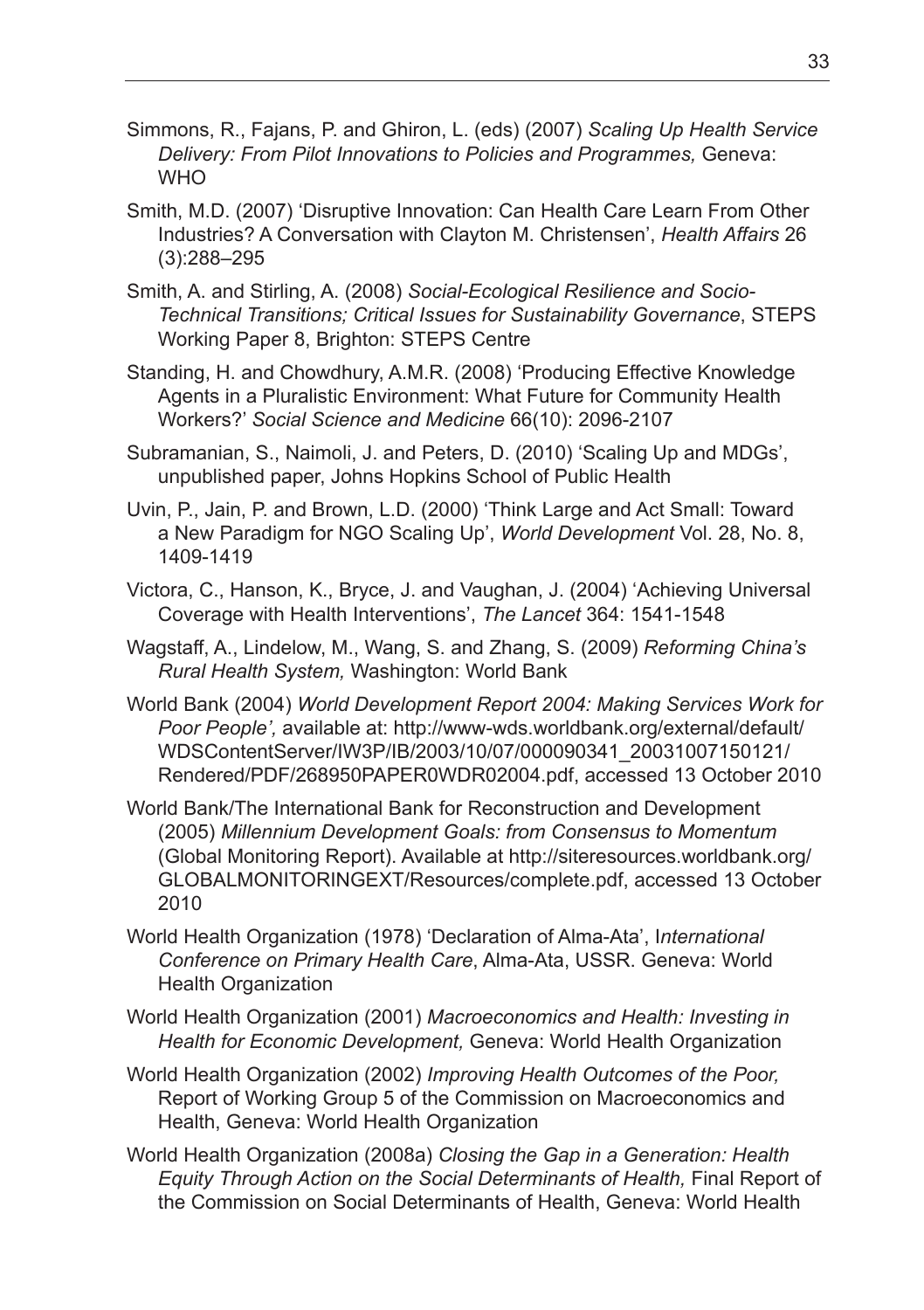Simmons, R., Fajans, P. and Ghiron, L. (eds) (2007) *Scaling Up Health Service Delivery: From Pilot Innovations to Policies and Programmes,* Geneva: WHO

Smith, M.D. (2007) 'Disruptive Innovation: Can Health Care Learn From Other Industries? A Conversation with Clayton M. Christensen', *Health Affairs* 26 (3):288–295

Smith, A. and Stirling, A. (2008) *Social-Ecological Resilience and Socio-Technical Transitions; Critical Issues for Sustainability Governance*, STEPS Working Paper 8, Brighton: STEPS Centre

Standing, H. and Chowdhury, A.M.R. (2008) 'Producing Effective Knowledge Agents in a Pluralistic Environment: What Future for Community Health Workers?' *Social Science and Medicine* 66(10): 2096-2107

Subramanian, S., Naimoli, J. and Peters, D. (2010) 'Scaling Up and MDGs', unpublished paper, Johns Hopkins School of Public Health

Uvin, P., Jain, P. and Brown, L.D. (2000) 'Think Large and Act Small: Toward a New Paradigm for NGO Scaling Up', *World Development* Vol. 28, No. 8, 1409-1419

Victora, C., Hanson, K., Bryce, J. and Vaughan, J. (2004) 'Achieving Universal Coverage with Health Interventions', *The Lancet* 364: 1541-1548

Wagstaff, A., Lindelow, M., Wang, S. and Zhang, S. (2009) *Reforming China's Rural Health System,* Washington: World Bank

World Bank (2004) *World Development Report 2004: Making Services Work for Poor People',* available at: http://www-wds.worldbank.org/external/default/WDSContentServer/IW3P/IB/2003/10/07/000090341_20031007150121/Rendered/PDF/268950PAPER0WDR02004.pdf, accessed 13 October 2010

World Bank/The International Bank for Reconstruction and Development (2005) *Millennium Development Goals: from Consensus to Momentum* (Global Monitoring Report). Available at http://siteresources.worldbank.org/GLOBALMONITORINGEXT/Resources/complete.pdf, accessed 13 October 2010

World Health Organization (1978) 'Declaration of Alma-Ata', I*nternational Conference on Primary Health Care*, Alma-Ata, USSR. Geneva: World Health Organization

World Health Organization (2001) *Macroeconomics and Health: Investing in Health for Economic Development,* Geneva: World Health Organization

World Health Organization (2002) *Improving Health Outcomes of the Poor,* Report of Working Group 5 of the Commission on Macroeconomics and Health, Geneva: World Health Organization

World Health Organization (2008a) *Closing the Gap in a Generation: Health Equity Through Action on the Social Determinants of Health,* Final Report of the Commission on Social Determinants of Health, Geneva: World Health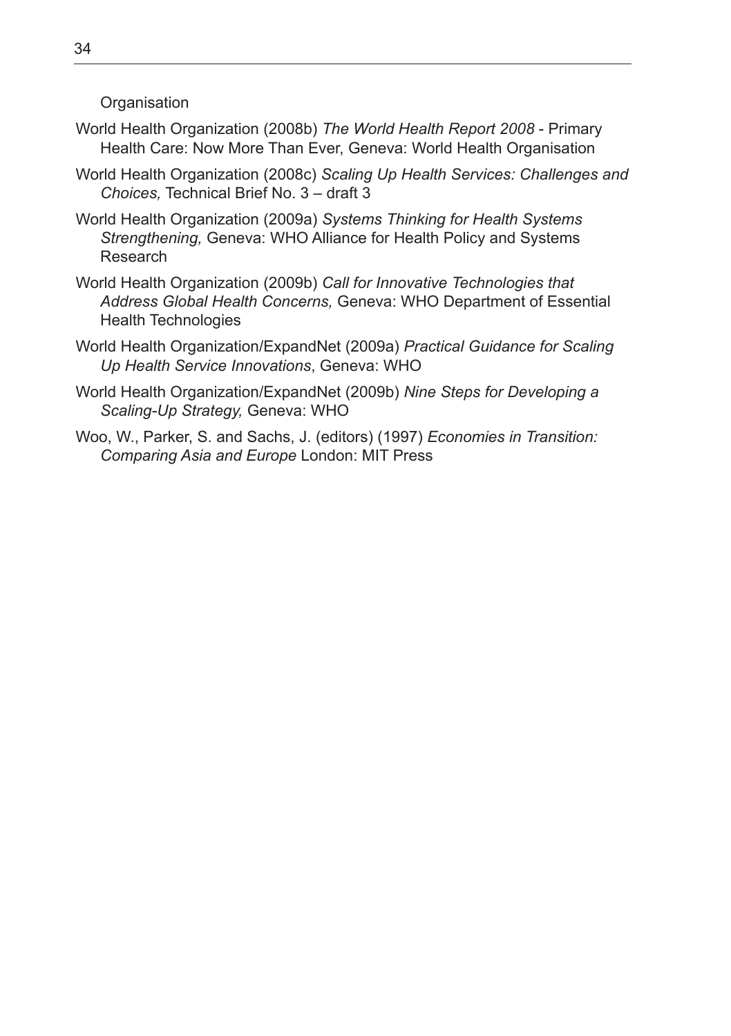Organisation

World Health Organization (2008b) *The World Health Report 2008* - Primary Health Care: Now More Than Ever, Geneva: World Health Organisation

World Health Organization (2008c) *Scaling Up Health Services: Challenges and Choices,* Technical Brief No. 3 – draft 3

World Health Organization (2009a) *Systems Thinking for Health Systems Strengthening,* Geneva: WHO Alliance for Health Policy and Systems Research

World Health Organization (2009b) *Call for Innovative Technologies that Address Global Health Concerns,* Geneva: WHO Department of Essential Health Technologies

World Health Organization/ExpandNet (2009a) *Practical Guidance for Scaling Up Health Service Innovations*, Geneva: WHO

World Health Organization/ExpandNet (2009b) *Nine Steps for Developing a Scaling-Up Strategy,* Geneva: WHO

Woo, W., Parker, S. and Sachs, J. (editors) (1997) *Economies in Transition: Comparing Asia and Europe* London: MIT Press